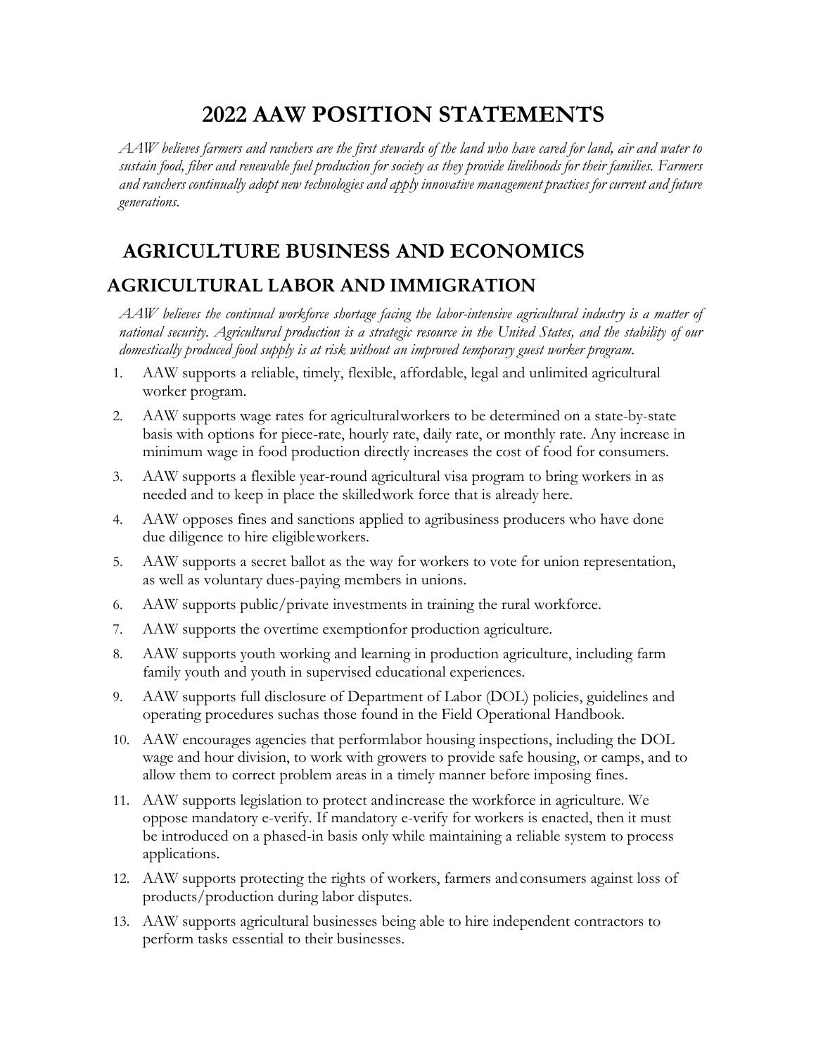# 2022 AAW POSITION STATEMENTS

*AAW believes farmers and ranchers are the first stewards of the land who have cared for land, air and water to sustain food, fiber and renewable fuel production for society as they provide livelihoods for their families. Farmers and ranchers continually adopt new technologies and apply innovative management practices for current and future generations.*

## AGRICULTURE BUSINESS AND ECONOMICS

## AGRICULTURAL LABOR AND IMMIGRATION

*AAW believes the continual workforce shortage facing the labor-intensive agricultural industry is a matter of national security. Agricultural production is a strategic resource in the United States, and the stability of our domestically produced food supply is at risk without an improved temporary guest worker program.*

1. AAW supports a reliable, timely, flexible, affordable, legal and unlimited agricultural worker program.
2. AAW supports wage rates for agricultural workers to be determined on a state-by-state basis with options for piece-rate, hourly rate, daily rate, or monthly rate. Any increase in minimum wage in food production directly increases the cost of food for consumers.
3. AAW supports a flexible year-round agricultural visa program to bring workers in as needed and to keep in place the skilled work force that is already here.
4. AAW opposes fines and sanctions applied to agribusiness producers who have done due diligence to hire eligible workers.
5. AAW supports a secret ballot as the way for workers to vote for union representation, as well as voluntary dues-paying members in unions.
6. AAW supports public/private investments in training the rural workforce.
7. AAW supports the overtime exemption for production agriculture.
8. AAW supports youth working and learning in production agriculture, including farm family youth and youth in supervised educational experiences.
9. AAW supports full disclosure of Department of Labor (DOL) policies, guidelines and operating procedures such as those found in the Field Operational Handbook.
10. AAW encourages agencies that perform labor housing inspections, including the DOL wage and hour division, to work with growers to provide safe housing, or camps, and to allow them to correct problem areas in a timely manner before imposing fines.
11. AAW supports legislation to protect and increase the workforce in agriculture. We oppose mandatory e-verify. If mandatory e-verify for workers is enacted, then it must be introduced on a phased-in basis only while maintaining a reliable system to process applications.
12. AAW supports protecting the rights of workers, farmers and consumers against loss of products/production during labor disputes.
13. AAW supports agricultural businesses being able to hire independent contractors to perform tasks essential to their businesses.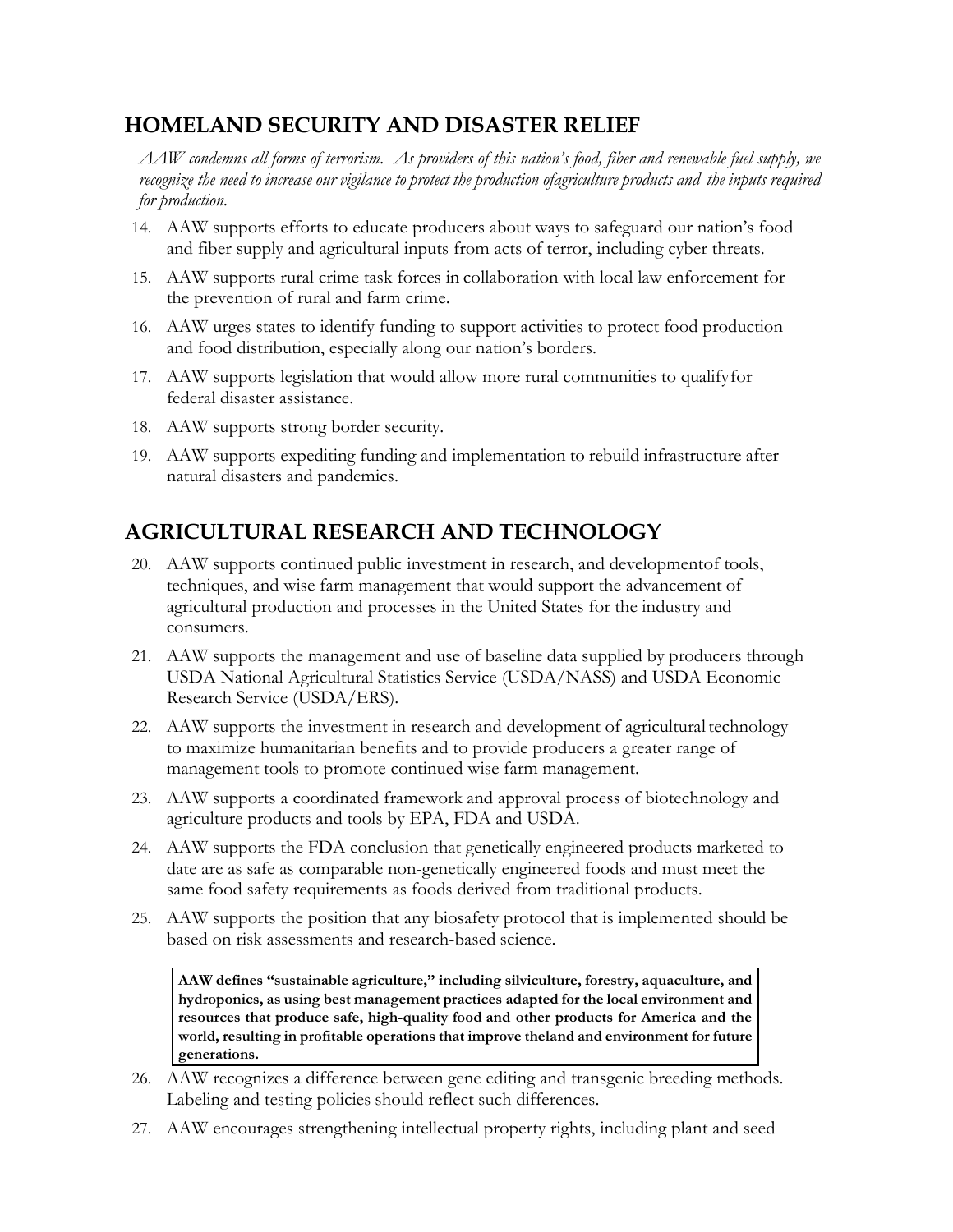## HOMELAND SECURITY AND DISASTER RELIEF

*AAW condemns all forms of terrorism. As providers of this nation's food, fiber and renewable fuel supply, we recognize the need to increase our vigilance to protect the production ofagriculture products and the inputs required for production.*

14. AAW supports efforts to educate producers about ways to safeguard our nation's food and fiber supply and agricultural inputs from acts of terror, including cyber threats.
15. AAW supports rural crime task forces in collaboration with local law enforcement for the prevention of rural and farm crime.
16. AAW urges states to identify funding to support activities to protect food production and food distribution, especially along our nation's borders.
17. AAW supports legislation that would allow more rural communities to qualifyfor federal disaster assistance.
18. AAW supports strong border security.
19. AAW supports expediting funding and implementation to rebuild infrastructure after natural disasters and pandemics.

## AGRICULTURAL RESEARCH AND TECHNOLOGY

20. AAW supports continued public investment in research, and developmentof tools, techniques, and wise farm management that would support the advancement of agricultural production and processes in the United States for the industry and consumers.
21. AAW supports the management and use of baseline data supplied by producers through USDA National Agricultural Statistics Service (USDA/NASS) and USDA Economic Research Service (USDA/ERS).
22. AAW supports the investment in research and development of agricultural technology to maximize humanitarian benefits and to provide producers a greater range of management tools to promote continued wise farm management.
23. AAW supports a coordinated framework and approval process of biotechnology and agriculture products and tools by EPA, FDA and USDA.
24. AAW supports the FDA conclusion that genetically engineered products marketed to date are as safe as comparable non-genetically engineered foods and must meet the same food safety requirements as foods derived from traditional products.
25. AAW supports the position that any biosafety protocol that is implemented should be based on risk assessments and research-based science.

**AAW defines "sustainable agriculture," including silviculture, forestry, aquaculture, and hydroponics, as using best management practices adapted for the local environment and resources that produce safe, high-quality food and other products for America and the world, resulting in profitable operations that improve theland and environment for future generations.**

26. AAW recognizes a difference between gene editing and transgenic breeding methods. Labeling and testing policies should reflect such differences.
27. AAW encourages strengthening intellectual property rights, including plant and seed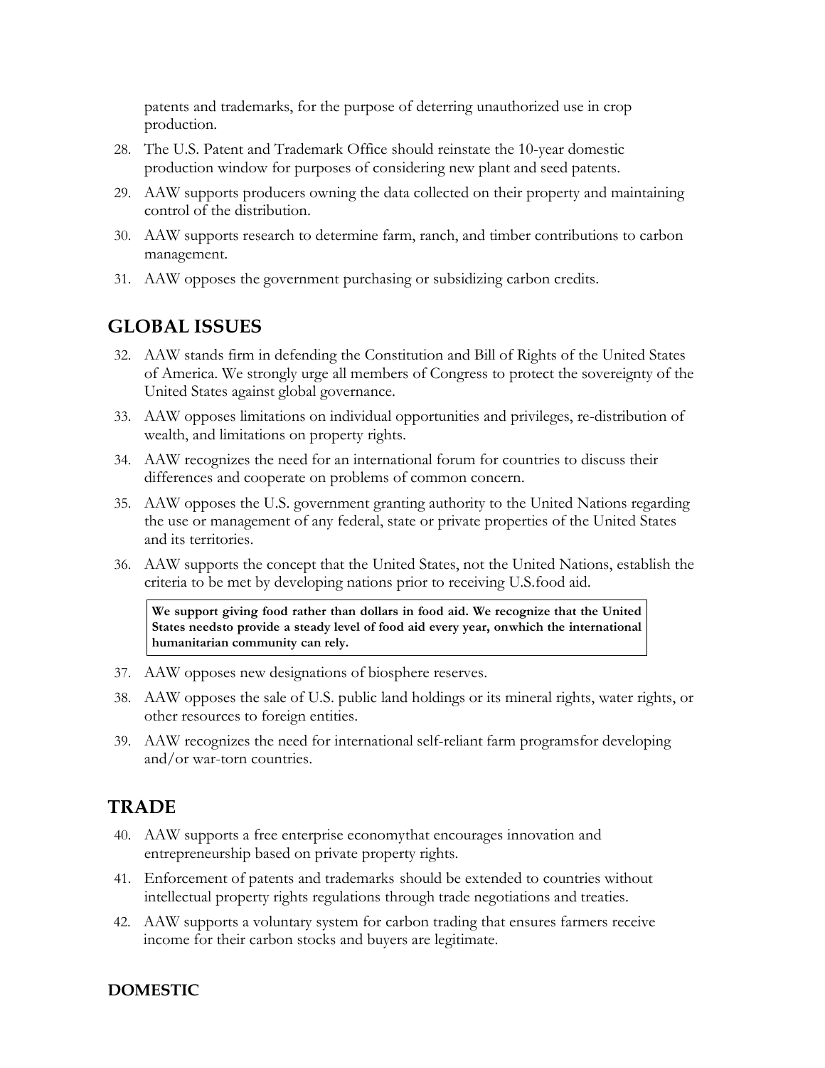patents and trademarks, for the purpose of deterring unauthorized use in crop production.

28. The U.S. Patent and Trademark Office should reinstate the 10-year domestic production window for purposes of considering new plant and seed patents.
29. AAW supports producers owning the data collected on their property and maintaining control of the distribution.
30. AAW supports research to determine farm, ranch, and timber contributions to carbon management.
31. AAW opposes the government purchasing or subsidizing carbon credits.

## GLOBAL ISSUES

32. AAW stands firm in defending the Constitution and Bill of Rights of the United States of America. We strongly urge all members of Congress to protect the sovereignty of the United States against global governance.
33. AAW opposes limitations on individual opportunities and privileges, re-distribution of wealth, and limitations on property rights.
34. AAW recognizes the need for an international forum for countries to discuss their differences and cooperate on problems of common concern.
35. AAW opposes the U.S. government granting authority to the United Nations regarding the use or management of any federal, state or private properties of the United States and its territories.
36. AAW supports the concept that the United States, not the United Nations, establish the criteria to be met by developing nations prior to receiving U.S.food aid.

**We support giving food rather than dollars in food aid. We recognize that the United States needsto provide a steady level of food aid every year, onwhich the international humanitarian community can rely.**

37. AAW opposes new designations of biosphere reserves.
38. AAW opposes the sale of U.S. public land holdings or its mineral rights, water rights, or other resources to foreign entities.
39. AAW recognizes the need for international self-reliant farm programsfor developing and/or war-torn countries.

## TRADE

40. AAW supports a free enterprise economythat encourages innovation and entrepreneurship based on private property rights.
41. Enforcement of patents and trademarks should be extended to countries without intellectual property rights regulations through trade negotiations and treaties.
42. AAW supports a voluntary system for carbon trading that ensures farmers receive income for their carbon stocks and buyers are legitimate.

### DOMESTIC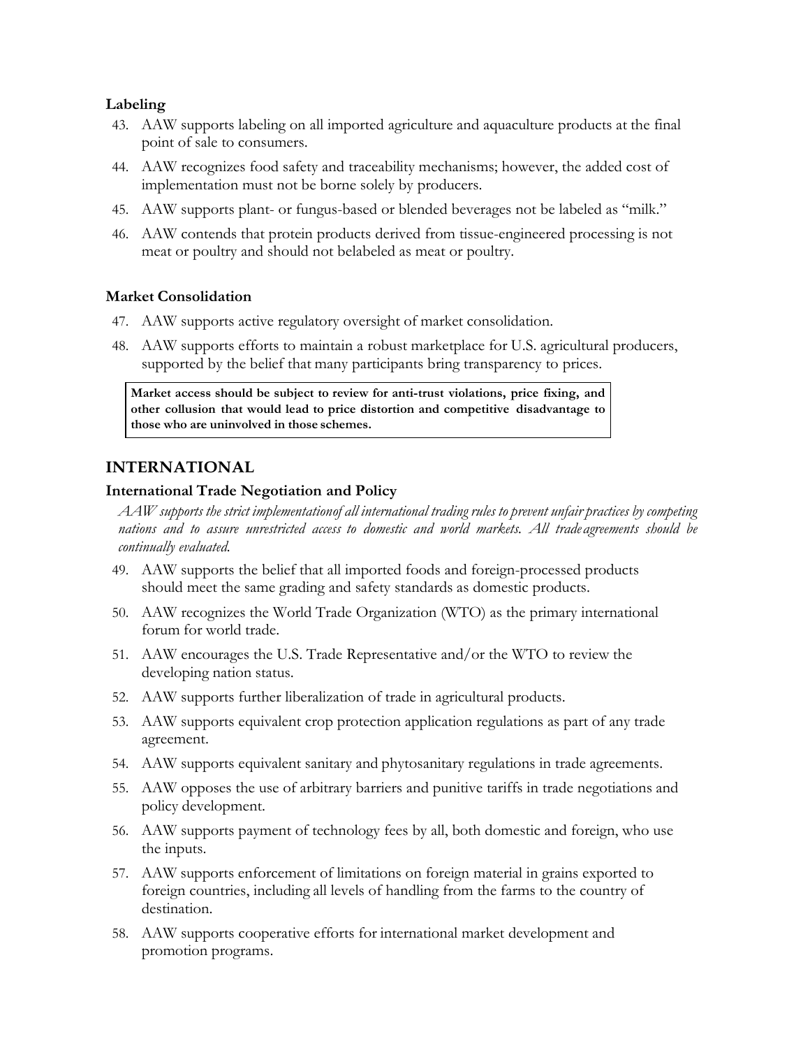### Labeling

43. AAW supports labeling on all imported agriculture and aquaculture products at the final point of sale to consumers.
44. AAW recognizes food safety and traceability mechanisms; however, the added cost of implementation must not be borne solely by producers.
45. AAW supports plant- or fungus-based or blended beverages not be labeled as "milk."
46. AAW contends that protein products derived from tissue-engineered processing is not meat or poultry and should not belabeled as meat or poultry.

### Market Consolidation

47. AAW supports active regulatory oversight of market consolidation.
48. AAW supports efforts to maintain a robust marketplace for U.S. agricultural producers, supported by the belief that many participants bring transparency to prices.

> **Market access should be subject to review for anti-trust violations, price fixing, and other collusion that would lead to price distortion and competitive disadvantage to those who are uninvolved in those schemes.**

## INTERNATIONAL

### International Trade Negotiation and Policy

*AAW supports the strict implementationof all international trading rules to prevent unfair practices by competing nations and to assure unrestricted access to domestic and world markets. All trade agreements should be continually evaluated.*

49. AAW supports the belief that all imported foods and foreign-processed products should meet the same grading and safety standards as domestic products.
50. AAW recognizes the World Trade Organization (WTO) as the primary international forum for world trade.
51. AAW encourages the U.S. Trade Representative and/or the WTO to review the developing nation status.
52. AAW supports further liberalization of trade in agricultural products.
53. AAW supports equivalent crop protection application regulations as part of any trade agreement.
54. AAW supports equivalent sanitary and phytosanitary regulations in trade agreements.
55. AAW opposes the use of arbitrary barriers and punitive tariffs in trade negotiations and policy development.
56. AAW supports payment of technology fees by all, both domestic and foreign, who use the inputs.
57. AAW supports enforcement of limitations on foreign material in grains exported to foreign countries, including all levels of handling from the farms to the country of destination.
58. AAW supports cooperative efforts for international market development and promotion programs.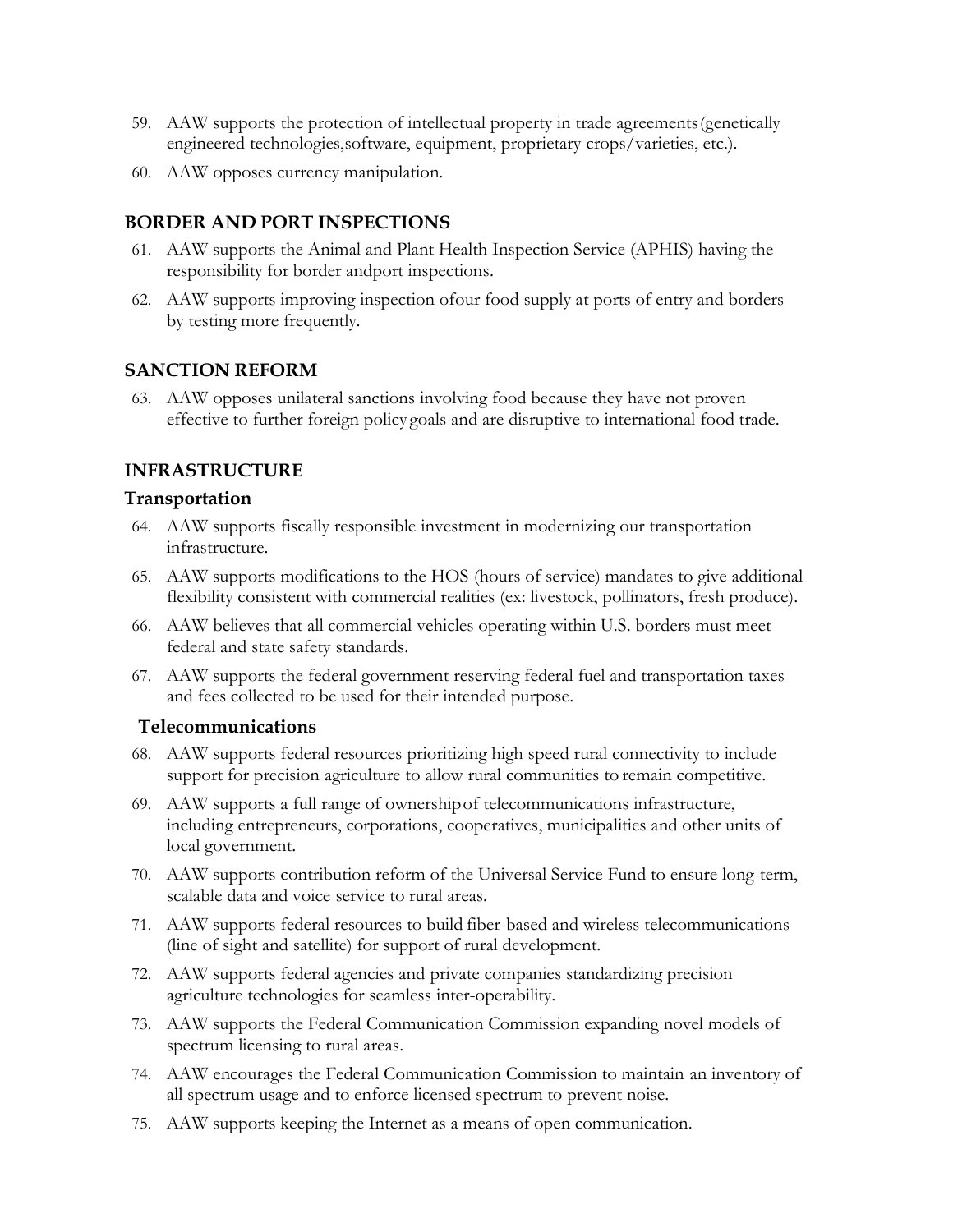59. AAW supports the protection of intellectual property in trade agreements (genetically engineered technologies, software, equipment, proprietary crops/varieties, etc.).
60. AAW opposes currency manipulation.

## BORDER AND PORT INSPECTIONS

61. AAW supports the Animal and Plant Health Inspection Service (APHIS) having the responsibility for border and port inspections.
62. AAW supports improving inspection of our food supply at ports of entry and borders by testing more frequently.

## SANCTION REFORM

63. AAW opposes unilateral sanctions involving food because they have not proven effective to further foreign policy goals and are disruptive to international food trade.

## INFRASTRUCTURE

### Transportation

64. AAW supports fiscally responsible investment in modernizing our transportation infrastructure.
65. AAW supports modifications to the HOS (hours of service) mandates to give additional flexibility consistent with commercial realities (ex: livestock, pollinators, fresh produce).
66. AAW believes that all commercial vehicles operating within U.S. borders must meet federal and state safety standards.
67. AAW supports the federal government reserving federal fuel and transportation taxes and fees collected to be used for their intended purpose.

### Telecommunications

68. AAW supports federal resources prioritizing high speed rural connectivity to include support for precision agriculture to allow rural communities to remain competitive.
69. AAW supports a full range of ownership of telecommunications infrastructure, including entrepreneurs, corporations, cooperatives, municipalities and other units of local government.
70. AAW supports contribution reform of the Universal Service Fund to ensure long-term, scalable data and voice service to rural areas.
71. AAW supports federal resources to build fiber-based and wireless telecommunications (line of sight and satellite) for support of rural development.
72. AAW supports federal agencies and private companies standardizing precision agriculture technologies for seamless inter-operability.
73. AAW supports the Federal Communication Commission expanding novel models of spectrum licensing to rural areas.
74. AAW encourages the Federal Communication Commission to maintain an inventory of all spectrum usage and to enforce licensed spectrum to prevent noise.
75. AAW supports keeping the Internet as a means of open communication.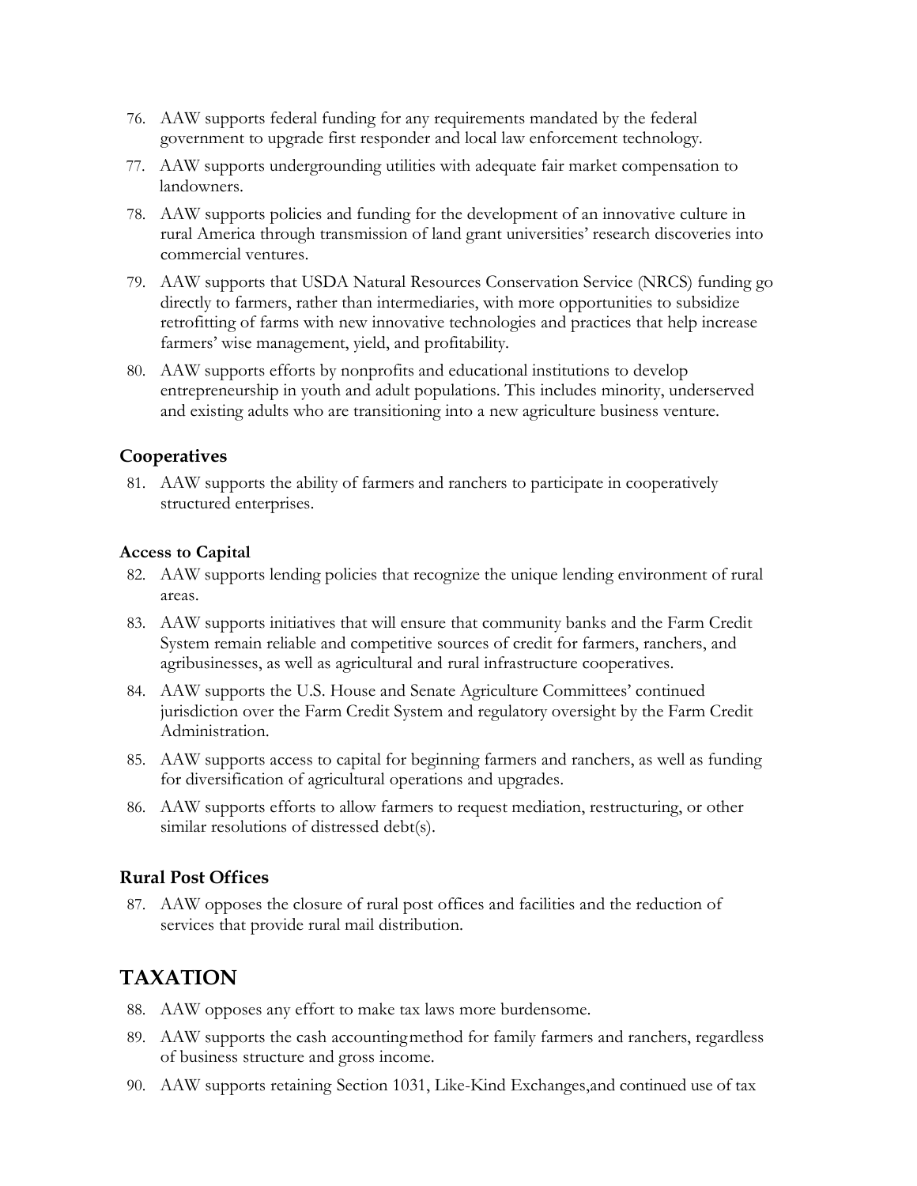76. AAW supports federal funding for any requirements mandated by the federal government to upgrade first responder and local law enforcement technology.
77. AAW supports undergrounding utilities with adequate fair market compensation to landowners.
78. AAW supports policies and funding for the development of an innovative culture in rural America through transmission of land grant universities' research discoveries into commercial ventures.
79. AAW supports that USDA Natural Resources Conservation Service (NRCS) funding go directly to farmers, rather than intermediaries, with more opportunities to subsidize retrofitting of farms with new innovative technologies and practices that help increase farmers' wise management, yield, and profitability.
80. AAW supports efforts by nonprofits and educational institutions to develop entrepreneurship in youth and adult populations. This includes minority, underserved and existing adults who are transitioning into a new agriculture business venture.

### Cooperatives

81. AAW supports the ability of farmers and ranchers to participate in cooperatively structured enterprises.

#### Access to Capital

82. AAW supports lending policies that recognize the unique lending environment of rural areas.
83. AAW supports initiatives that will ensure that community banks and the Farm Credit System remain reliable and competitive sources of credit for farmers, ranchers, and agribusinesses, as well as agricultural and rural infrastructure cooperatives.
84. AAW supports the U.S. House and Senate Agriculture Committees' continued jurisdiction over the Farm Credit System and regulatory oversight by the Farm Credit Administration.
85. AAW supports access to capital for beginning farmers and ranchers, as well as funding for diversification of agricultural operations and upgrades.
86. AAW supports efforts to allow farmers to request mediation, restructuring, or other similar resolutions of distressed debt(s).

### Rural Post Offices

87. AAW opposes the closure of rural post offices and facilities and the reduction of services that provide rural mail distribution.

## TAXATION

88. AAW opposes any effort to make tax laws more burdensome.
89. AAW supports the cash accounting method for family farmers and ranchers, regardless of business structure and gross income.
90. AAW supports retaining Section 1031, Like-Kind Exchanges, and continued use of tax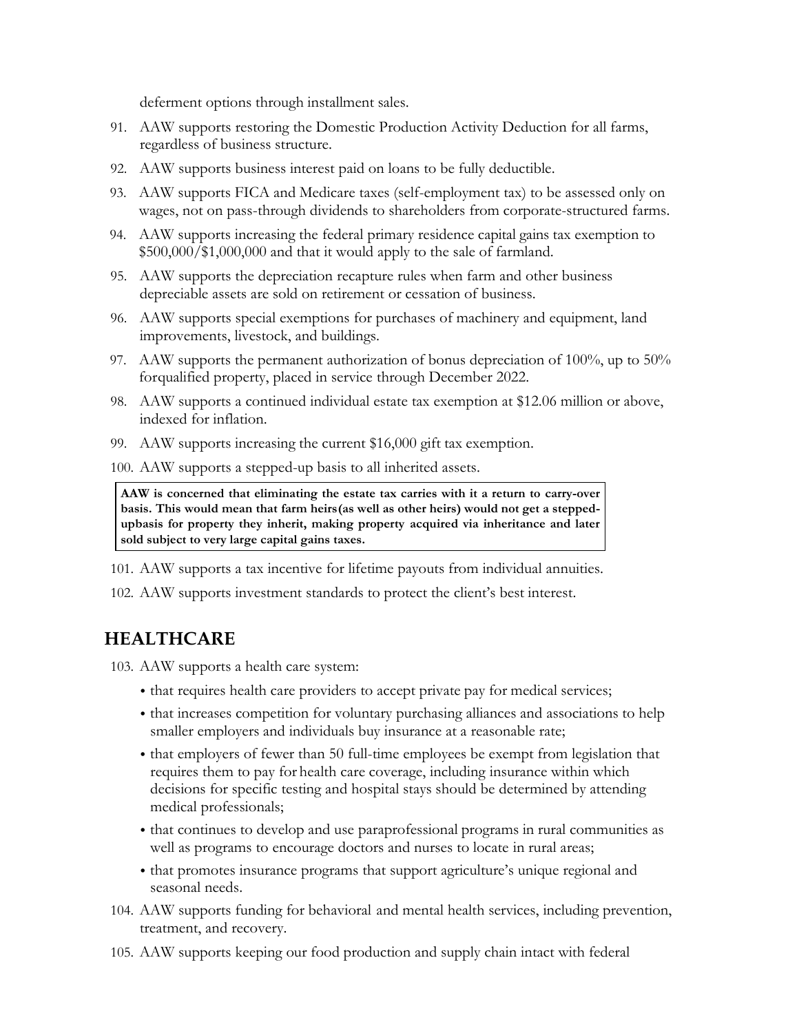deferment options through installment sales.

91. AAW supports restoring the Domestic Production Activity Deduction for all farms, regardless of business structure.
92. AAW supports business interest paid on loans to be fully deductible.
93. AAW supports FICA and Medicare taxes (self-employment tax) to be assessed only on wages, not on pass-through dividends to shareholders from corporate-structured farms.
94. AAW supports increasing the federal primary residence capital gains tax exemption to $500,000/$1,000,000 and that it would apply to the sale of farmland.
95. AAW supports the depreciation recapture rules when farm and other business depreciable assets are sold on retirement or cessation of business.
96. AAW supports special exemptions for purchases of machinery and equipment, land improvements, livestock, and buildings.
97. AAW supports the permanent authorization of bonus depreciation of 100%, up to 50% forqualified property, placed in service through December 2022.
98. AAW supports a continued individual estate tax exemption at $12.06 million or above, indexed for inflation.
99. AAW supports increasing the current $16,000 gift tax exemption.
100. AAW supports a stepped-up basis to all inherited assets.

**AAW is concerned that eliminating the estate tax carries with it a return to carry-over basis. This would mean that farm heirs(as well as other heirs) would not get a stepped-upbasis for property they inherit, making property acquired via inheritance and later sold subject to very large capital gains taxes.**

101. AAW supports a tax incentive for lifetime payouts from individual annuities.
102. AAW supports investment standards to protect the client's best interest.

## HEALTHCARE

103. AAW supports a health care system:
    - that requires health care providers to accept private pay for medical services;
    - that increases competition for voluntary purchasing alliances and associations to help smaller employers and individuals buy insurance at a reasonable rate;
    - that employers of fewer than 50 full-time employees be exempt from legislation that requires them to pay for health care coverage, including insurance within which decisions for specific testing and hospital stays should be determined by attending medical professionals;
    - that continues to develop and use paraprofessional programs in rural communities as well as programs to encourage doctors and nurses to locate in rural areas;
    - that promotes insurance programs that support agriculture's unique regional and seasonal needs.
104. AAW supports funding for behavioral and mental health services, including prevention, treatment, and recovery.
105. AAW supports keeping our food production and supply chain intact with federal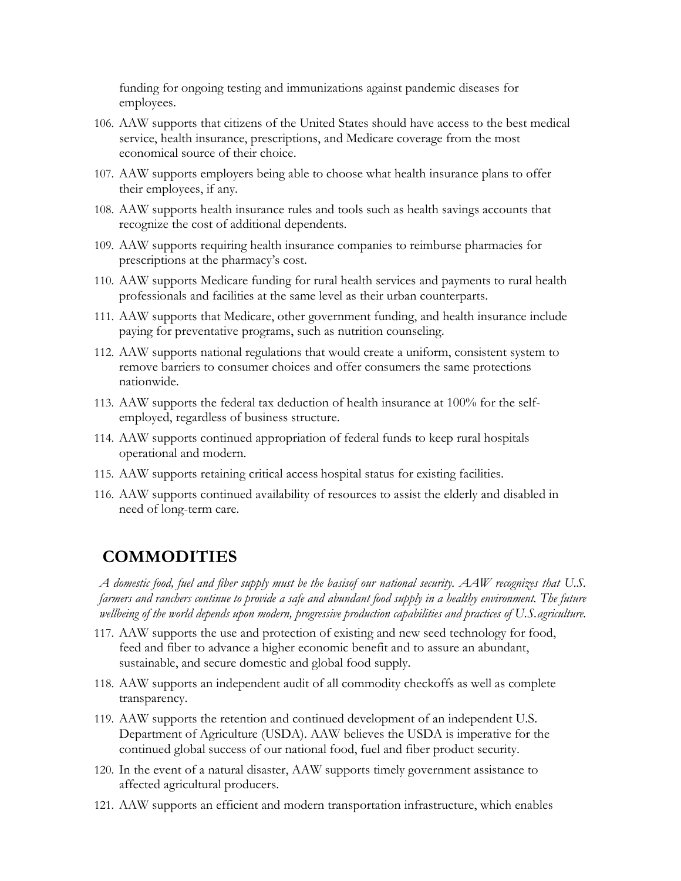funding for ongoing testing and immunizations against pandemic diseases for employees.

106. AAW supports that citizens of the United States should have access to the best medical service, health insurance, prescriptions, and Medicare coverage from the most economical source of their choice.
107. AAW supports employers being able to choose what health insurance plans to offer their employees, if any.
108. AAW supports health insurance rules and tools such as health savings accounts that recognize the cost of additional dependents.
109. AAW supports requiring health insurance companies to reimburse pharmacies for prescriptions at the pharmacy's cost.
110. AAW supports Medicare funding for rural health services and payments to rural health professionals and facilities at the same level as their urban counterparts.
111. AAW supports that Medicare, other government funding, and health insurance include paying for preventative programs, such as nutrition counseling.
112. AAW supports national regulations that would create a uniform, consistent system to remove barriers to consumer choices and offer consumers the same protections nationwide.
113. AAW supports the federal tax deduction of health insurance at 100% for the self-employed, regardless of business structure.
114. AAW supports continued appropriation of federal funds to keep rural hospitals operational and modern.
115. AAW supports retaining critical access hospital status for existing facilities.
116. AAW supports continued availability of resources to assist the elderly and disabled in need of long-term care.

## COMMODITIES

*A domestic food, fuel and fiber supply must be the basisof our national security. AAW recognizes that U.S. farmers and ranchers continue to provide a safe and abundant food supply in a healthy environment. The future wellbeing of the world depends upon modern, progressive production capabilities and practices of U.S.agriculture.*

117. AAW supports the use and protection of existing and new seed technology for food, feed and fiber to advance a higher economic benefit and to assure an abundant, sustainable, and secure domestic and global food supply.
118. AAW supports an independent audit of all commodity checkoffs as well as complete transparency.
119. AAW supports the retention and continued development of an independent U.S. Department of Agriculture (USDA). AAW believes the USDA is imperative for the continued global success of our national food, fuel and fiber product security.
120. In the event of a natural disaster, AAW supports timely government assistance to affected agricultural producers.
121. AAW supports an efficient and modern transportation infrastructure, which enables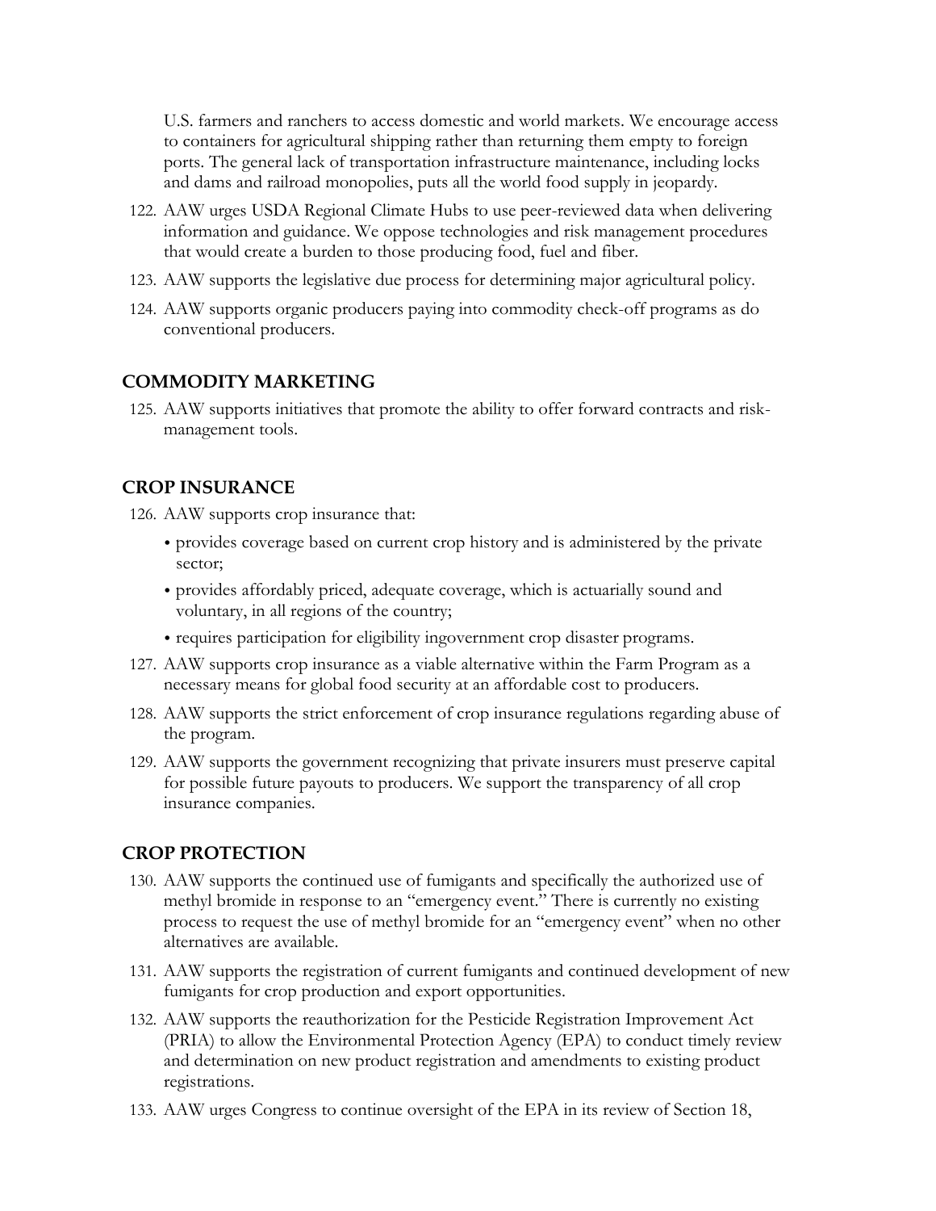U.S. farmers and ranchers to access domestic and world markets. We encourage access to containers for agricultural shipping rather than returning them empty to foreign ports. The general lack of transportation infrastructure maintenance, including locks and dams and railroad monopolies, puts all the world food supply in jeopardy.

122. AAW urges USDA Regional Climate Hubs to use peer-reviewed data when delivering information and guidance. We oppose technologies and risk management procedures that would create a burden to those producing food, fuel and fiber.
123. AAW supports the legislative due process for determining major agricultural policy.
124. AAW supports organic producers paying into commodity check-off programs as do conventional producers.

## COMMODITY MARKETING

125. AAW supports initiatives that promote the ability to offer forward contracts and risk-management tools.

## CROP INSURANCE

126. AAW supports crop insurance that:
    - provides coverage based on current crop history and is administered by the private sector;
    - provides affordably priced, adequate coverage, which is actuarially sound and voluntary, in all regions of the country;
    - requires participation for eligibility ingovernment crop disaster programs.
127. AAW supports crop insurance as a viable alternative within the Farm Program as a necessary means for global food security at an affordable cost to producers.
128. AAW supports the strict enforcement of crop insurance regulations regarding abuse of the program.
129. AAW supports the government recognizing that private insurers must preserve capital for possible future payouts to producers. We support the transparency of all crop insurance companies.

## CROP PROTECTION

130. AAW supports the continued use of fumigants and specifically the authorized use of methyl bromide in response to an "emergency event." There is currently no existing process to request the use of methyl bromide for an "emergency event" when no other alternatives are available.
131. AAW supports the registration of current fumigants and continued development of new fumigants for crop production and export opportunities.
132. AAW supports the reauthorization for the Pesticide Registration Improvement Act (PRIA) to allow the Environmental Protection Agency (EPA) to conduct timely review and determination on new product registration and amendments to existing product registrations.
133. AAW urges Congress to continue oversight of the EPA in its review of Section 18,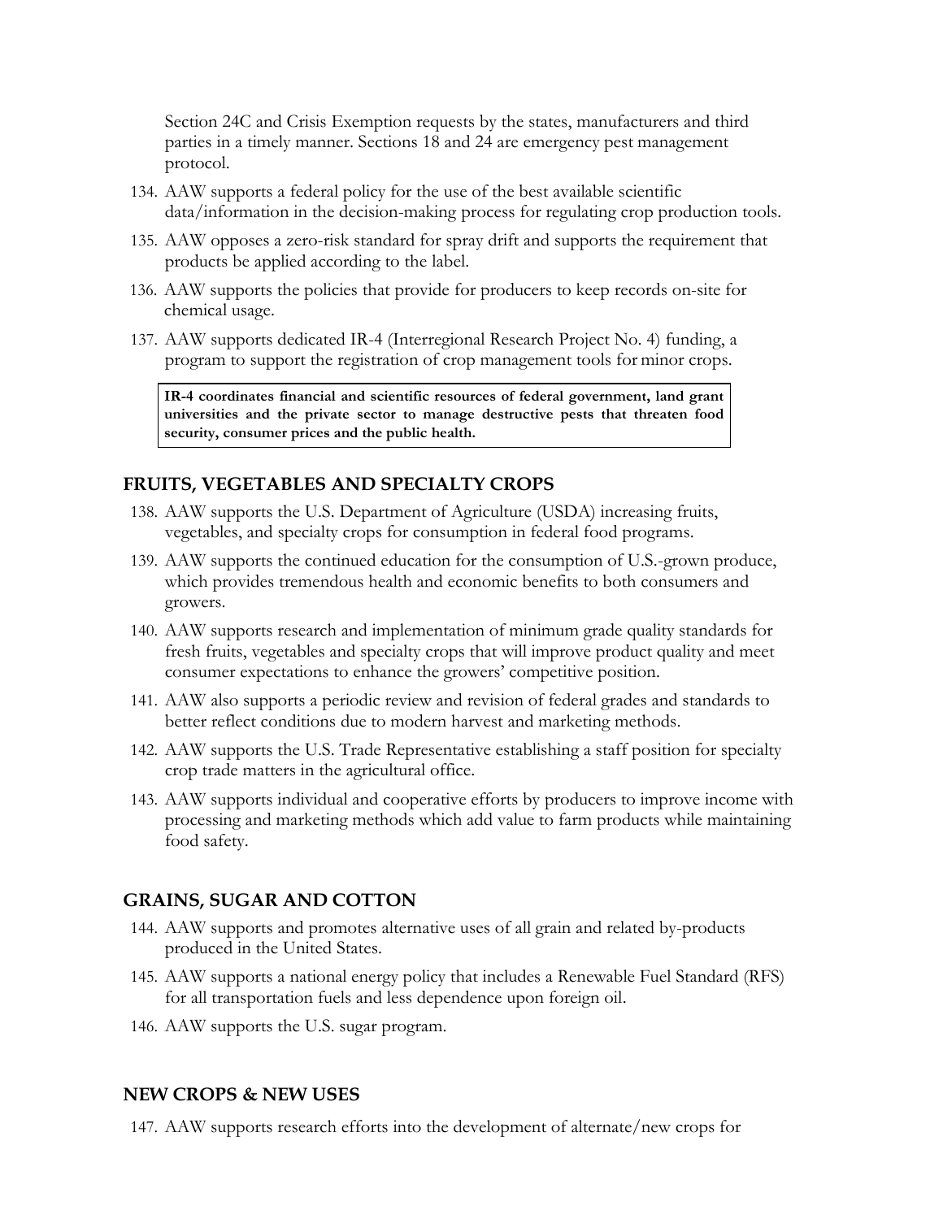Section 24C and Crisis Exemption requests by the states, manufacturers and third parties in a timely manner. Sections 18 and 24 are emergency pest management protocol.

134. AAW supports a federal policy for the use of the best available scientific data/information in the decision-making process for regulating crop production tools.
135. AAW opposes a zero-risk standard for spray drift and supports the requirement that products be applied according to the label.
136. AAW supports the policies that provide for producers to keep records on-site for chemical usage.
137. AAW supports dedicated IR-4 (Interregional Research Project No. 4) funding, a program to support the registration of crop management tools for minor crops.

**IR-4 coordinates financial and scientific resources of federal government, land grant universities and the private sector to manage destructive pests that threaten food security, consumer prices and the public health.**

## FRUITS, VEGETABLES AND SPECIALTY CROPS

138. AAW supports the U.S. Department of Agriculture (USDA) increasing fruits, vegetables, and specialty crops for consumption in federal food programs.
139. AAW supports the continued education for the consumption of U.S.-grown produce, which provides tremendous health and economic benefits to both consumers and growers.
140. AAW supports research and implementation of minimum grade quality standards for fresh fruits, vegetables and specialty crops that will improve product quality and meet consumer expectations to enhance the growers' competitive position.
141. AAW also supports a periodic review and revision of federal grades and standards to better reflect conditions due to modern harvest and marketing methods.
142. AAW supports the U.S. Trade Representative establishing a staff position for specialty crop trade matters in the agricultural office.
143. AAW supports individual and cooperative efforts by producers to improve income with processing and marketing methods which add value to farm products while maintaining food safety.

## GRAINS, SUGAR AND COTTON

144. AAW supports and promotes alternative uses of all grain and related by-products produced in the United States.
145. AAW supports a national energy policy that includes a Renewable Fuel Standard (RFS) for all transportation fuels and less dependence upon foreign oil.
146. AAW supports the U.S. sugar program.

## NEW CROPS & NEW USES

147. AAW supports research efforts into the development of alternate/new crops for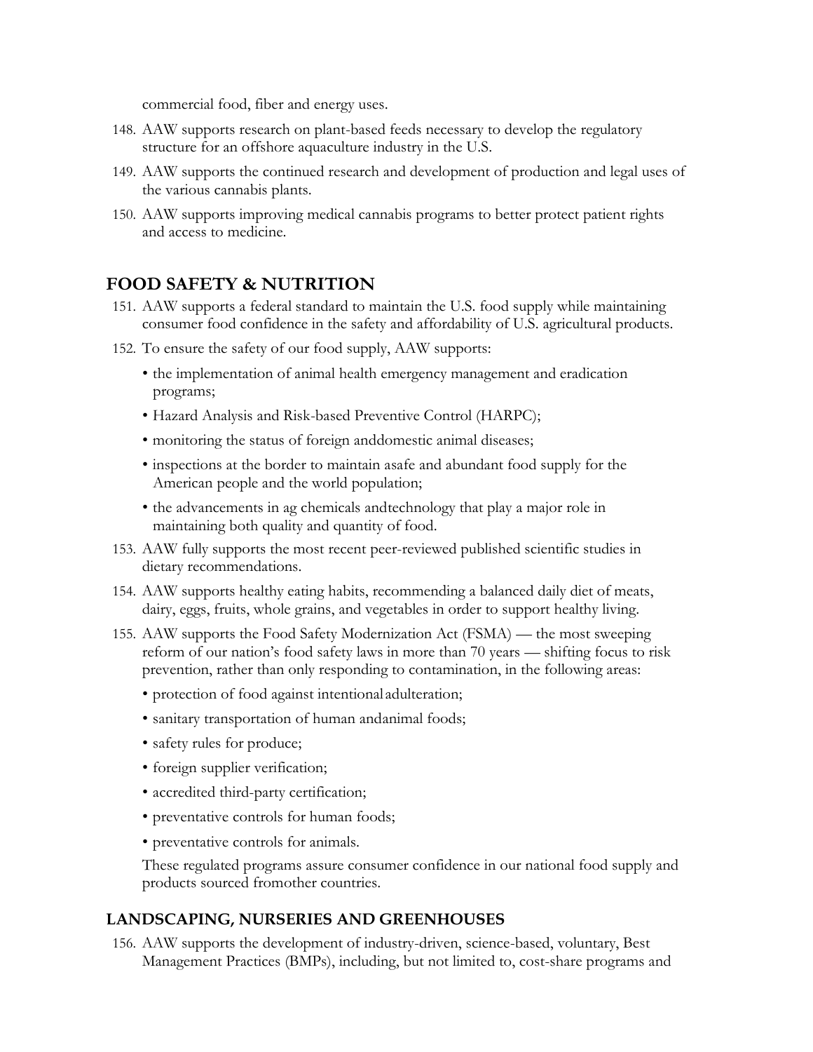commercial food, fiber and energy uses.

148. AAW supports research on plant-based feeds necessary to develop the regulatory structure for an offshore aquaculture industry in the U.S.
149. AAW supports the continued research and development of production and legal uses of the various cannabis plants.
150. AAW supports improving medical cannabis programs to better protect patient rights and access to medicine.

## FOOD SAFETY & NUTRITION

151. AAW supports a federal standard to maintain the U.S. food supply while maintaining consumer food confidence in the safety and affordability of U.S. agricultural products.
152. To ensure the safety of our food supply, AAW supports:
    - the implementation of animal health emergency management and eradication programs;
    - Hazard Analysis and Risk-based Preventive Control (HARPC);
    - monitoring the status of foreign anddomestic animal diseases;
    - inspections at the border to maintain asafe and abundant food supply for the American people and the world population;
    - the advancements in ag chemicals andtechnology that play a major role in maintaining both quality and quantity of food.
153. AAW fully supports the most recent peer-reviewed published scientific studies in dietary recommendations.
154. AAW supports healthy eating habits, recommending a balanced daily diet of meats, dairy, eggs, fruits, whole grains, and vegetables in order to support healthy living.
155. AAW supports the Food Safety Modernization Act (FSMA) — the most sweeping reform of our nation's food safety laws in more than 70 years — shifting focus to risk prevention, rather than only responding to contamination, in the following areas:
    - protection of food against intentionaladulteration;
    - sanitary transportation of human andanimal foods;
    - safety rules for produce;
    - foreign supplier verification;
    - accredited third-party certification;
    - preventative controls for human foods;
    - preventative controls for animals.

    These regulated programs assure consumer confidence in our national food supply and products sourced fromother countries.

### LANDSCAPING, NURSERIES AND GREENHOUSES

156. AAW supports the development of industry-driven, science-based, voluntary, Best Management Practices (BMPs), including, but not limited to, cost-share programs and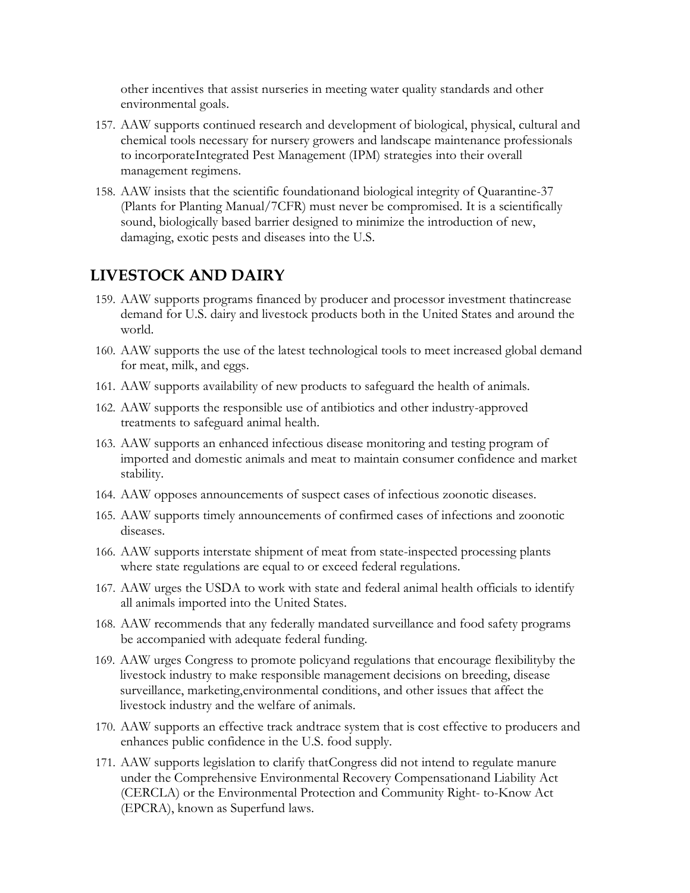other incentives that assist nurseries in meeting water quality standards and other environmental goals.

157. AAW supports continued research and development of biological, physical, cultural and chemical tools necessary for nursery growers and landscape maintenance professionals to incorporateIntegrated Pest Management (IPM) strategies into their overall management regimens.
158. AAW insists that the scientific foundationand biological integrity of Quarantine-37 (Plants for Planting Manual/7CFR) must never be compromised. It is a scientifically sound, biologically based barrier designed to minimize the introduction of new, damaging, exotic pests and diseases into the U.S.

## LIVESTOCK AND DAIRY

159. AAW supports programs financed by producer and processor investment thatincrease demand for U.S. dairy and livestock products both in the United States and around the world.
160. AAW supports the use of the latest technological tools to meet increased global demand for meat, milk, and eggs.
161. AAW supports availability of new products to safeguard the health of animals.
162. AAW supports the responsible use of antibiotics and other industry-approved treatments to safeguard animal health.
163. AAW supports an enhanced infectious disease monitoring and testing program of imported and domestic animals and meat to maintain consumer confidence and market stability.
164. AAW opposes announcements of suspect cases of infectious zoonotic diseases.
165. AAW supports timely announcements of confirmed cases of infections and zoonotic diseases.
166. AAW supports interstate shipment of meat from state-inspected processing plants where state regulations are equal to or exceed federal regulations.
167. AAW urges the USDA to work with state and federal animal health officials to identify all animals imported into the United States.
168. AAW recommends that any federally mandated surveillance and food safety programs be accompanied with adequate federal funding.
169. AAW urges Congress to promote policyand regulations that encourage flexibilityby the livestock industry to make responsible management decisions on breeding, disease surveillance, marketing,environmental conditions, and other issues that affect the livestock industry and the welfare of animals.
170. AAW supports an effective track andtrace system that is cost effective to producers and enhances public confidence in the U.S. food supply.
171. AAW supports legislation to clarify thatCongress did not intend to regulate manure under the Comprehensive Environmental Recovery Compensationand Liability Act (CERCLA) or the Environmental Protection and Community Right- to-Know Act (EPCRA), known as Superfund laws.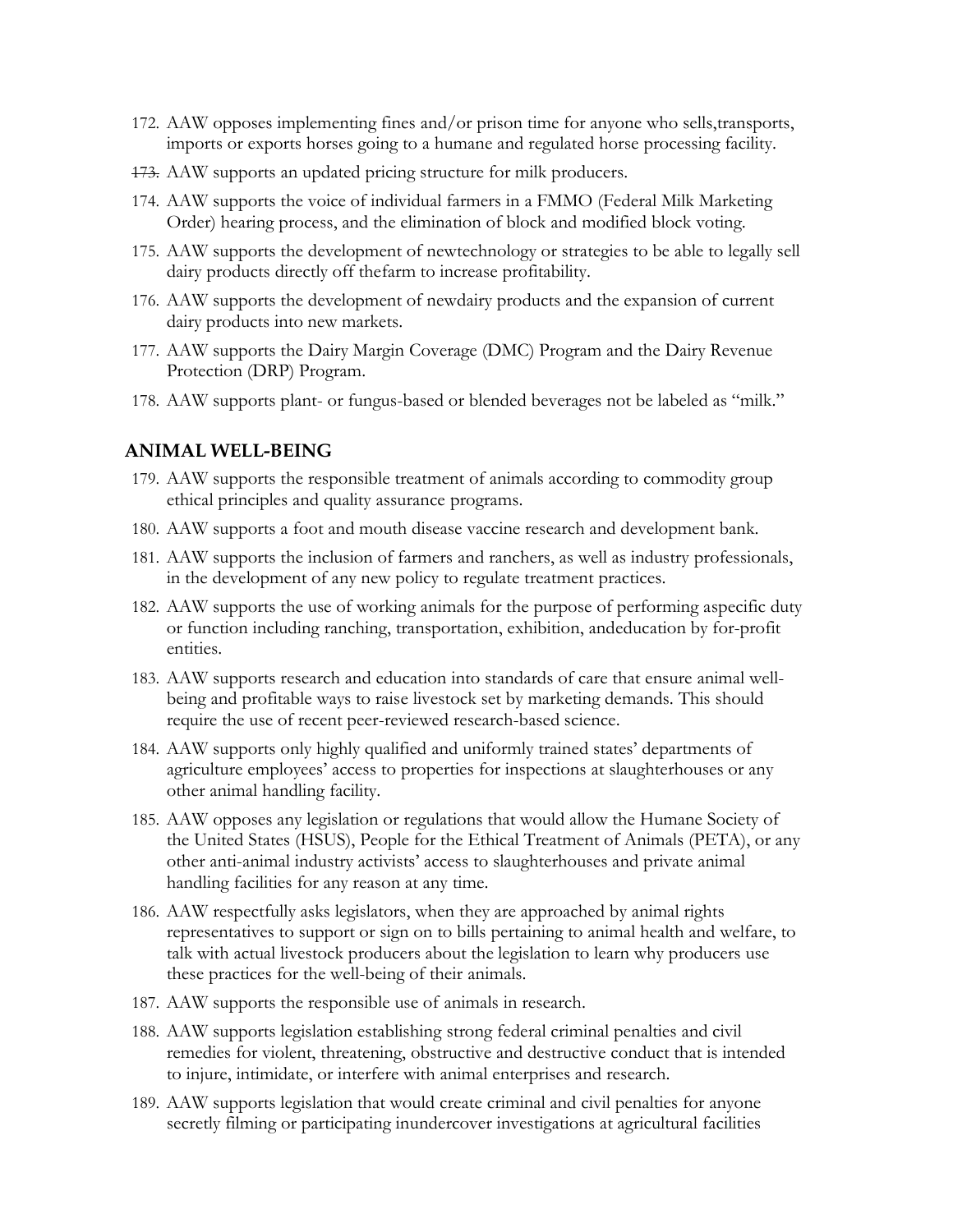172. AAW opposes implementing fines and/or prison time for anyone who sells,transports, imports or exports horses going to a humane and regulated horse processing facility.
173. AAW supports an updated pricing structure for milk producers.
174. AAW supports the voice of individual farmers in a FMMO (Federal Milk Marketing Order) hearing process, and the elimination of block and modified block voting.
175. AAW supports the development of newtechnology or strategies to be able to legally sell dairy products directly off thefarm to increase profitability.
176. AAW supports the development of newdairy products and the expansion of current dairy products into new markets.
177. AAW supports the Dairy Margin Coverage (DMC) Program and the Dairy Revenue Protection (DRP) Program.
178. AAW supports plant- or fungus-based or blended beverages not be labeled as "milk."

## ANIMAL WELL-BEING

179. AAW supports the responsible treatment of animals according to commodity group ethical principles and quality assurance programs.
180. AAW supports a foot and mouth disease vaccine research and development bank.
181. AAW supports the inclusion of farmers and ranchers, as well as industry professionals, in the development of any new policy to regulate treatment practices.
182. AAW supports the use of working animals for the purpose of performing aspecific duty or function including ranching, transportation, exhibition, andeducation by for-profit entities.
183. AAW supports research and education into standards of care that ensure animal well-being and profitable ways to raise livestock set by marketing demands. This should require the use of recent peer-reviewed research-based science.
184. AAW supports only highly qualified and uniformly trained states' departments of agriculture employees' access to properties for inspections at slaughterhouses or any other animal handling facility.
185. AAW opposes any legislation or regulations that would allow the Humane Society of the United States (HSUS), People for the Ethical Treatment of Animals (PETA), or any other anti-animal industry activists' access to slaughterhouses and private animal handling facilities for any reason at any time.
186. AAW respectfully asks legislators, when they are approached by animal rights representatives to support or sign on to bills pertaining to animal health and welfare, to talk with actual livestock producers about the legislation to learn why producers use these practices for the well-being of their animals.
187. AAW supports the responsible use of animals in research.
188. AAW supports legislation establishing strong federal criminal penalties and civil remedies for violent, threatening, obstructive and destructive conduct that is intended to injure, intimidate, or interfere with animal enterprises and research.
189. AAW supports legislation that would create criminal and civil penalties for anyone secretly filming or participating inundercover investigations at agricultural facilities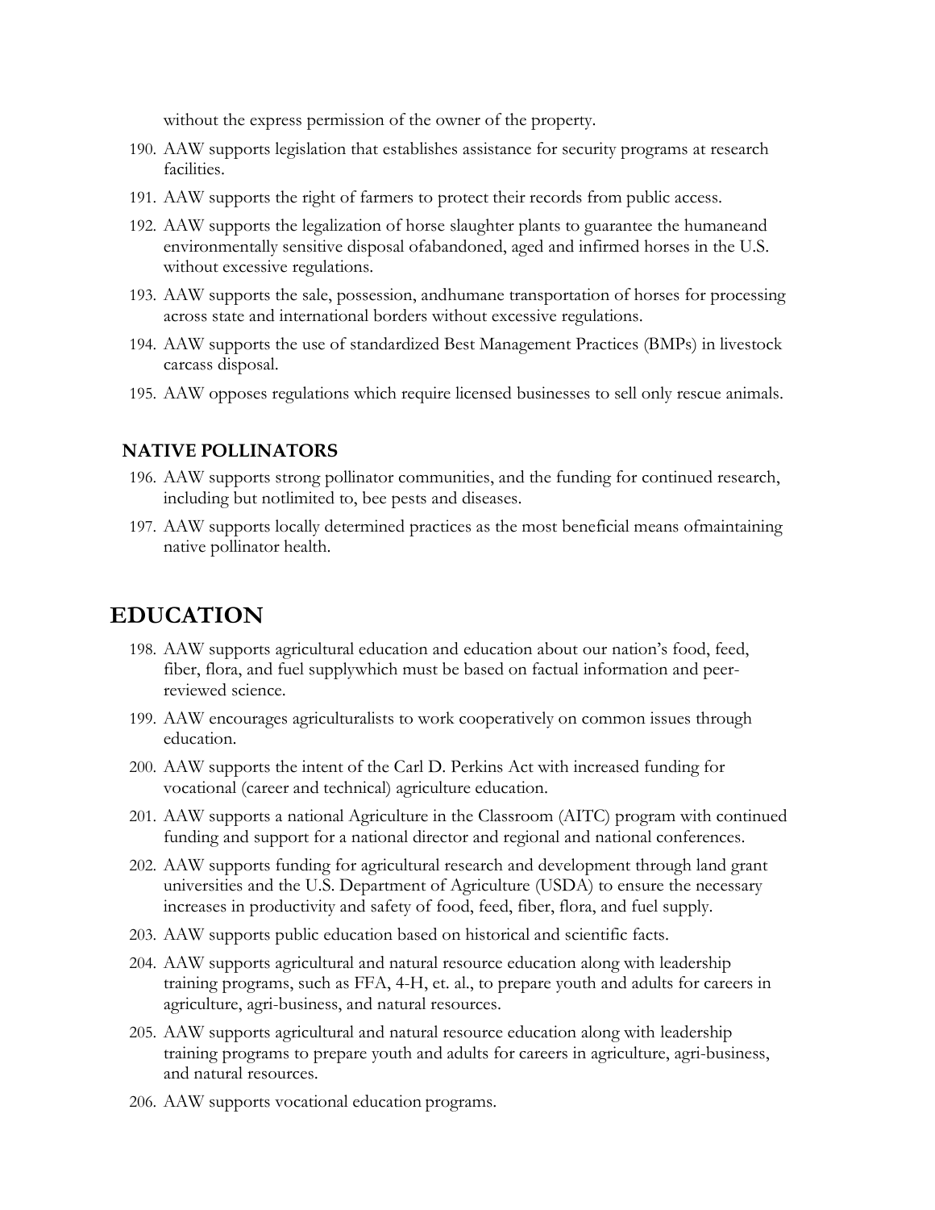without the express permission of the owner of the property.

190. AAW supports legislation that establishes assistance for security programs at research facilities.
191. AAW supports the right of farmers to protect their records from public access.
192. AAW supports the legalization of horse slaughter plants to guarantee the humaneand environmentally sensitive disposal ofabandoned, aged and infirmed horses in the U.S. without excessive regulations.
193. AAW supports the sale, possession, andhumane transportation of horses for processing across state and international borders without excessive regulations.
194. AAW supports the use of standardized Best Management Practices (BMPs) in livestock carcass disposal.
195. AAW opposes regulations which require licensed businesses to sell only rescue animals.

### NATIVE POLLINATORS

196. AAW supports strong pollinator communities, and the funding for continued research, including but notlimited to, bee pests and diseases.
197. AAW supports locally determined practices as the most beneficial means ofmaintaining native pollinator health.

## EDUCATION

198. AAW supports agricultural education and education about our nation's food, feed, fiber, flora, and fuel supplywhich must be based on factual information and peer-reviewed science.
199. AAW encourages agriculturalists to work cooperatively on common issues through education.
200. AAW supports the intent of the Carl D. Perkins Act with increased funding for vocational (career and technical) agriculture education.
201. AAW supports a national Agriculture in the Classroom (AITC) program with continued funding and support for a national director and regional and national conferences.
202. AAW supports funding for agricultural research and development through land grant universities and the U.S. Department of Agriculture (USDA) to ensure the necessary increases in productivity and safety of food, feed, fiber, flora, and fuel supply.
203. AAW supports public education based on historical and scientific facts.
204. AAW supports agricultural and natural resource education along with leadership training programs, such as FFA, 4-H, et. al., to prepare youth and adults for careers in agriculture, agri-business, and natural resources.
205. AAW supports agricultural and natural resource education along with leadership training programs to prepare youth and adults for careers in agriculture, agri-business, and natural resources.
206. AAW supports vocational education programs.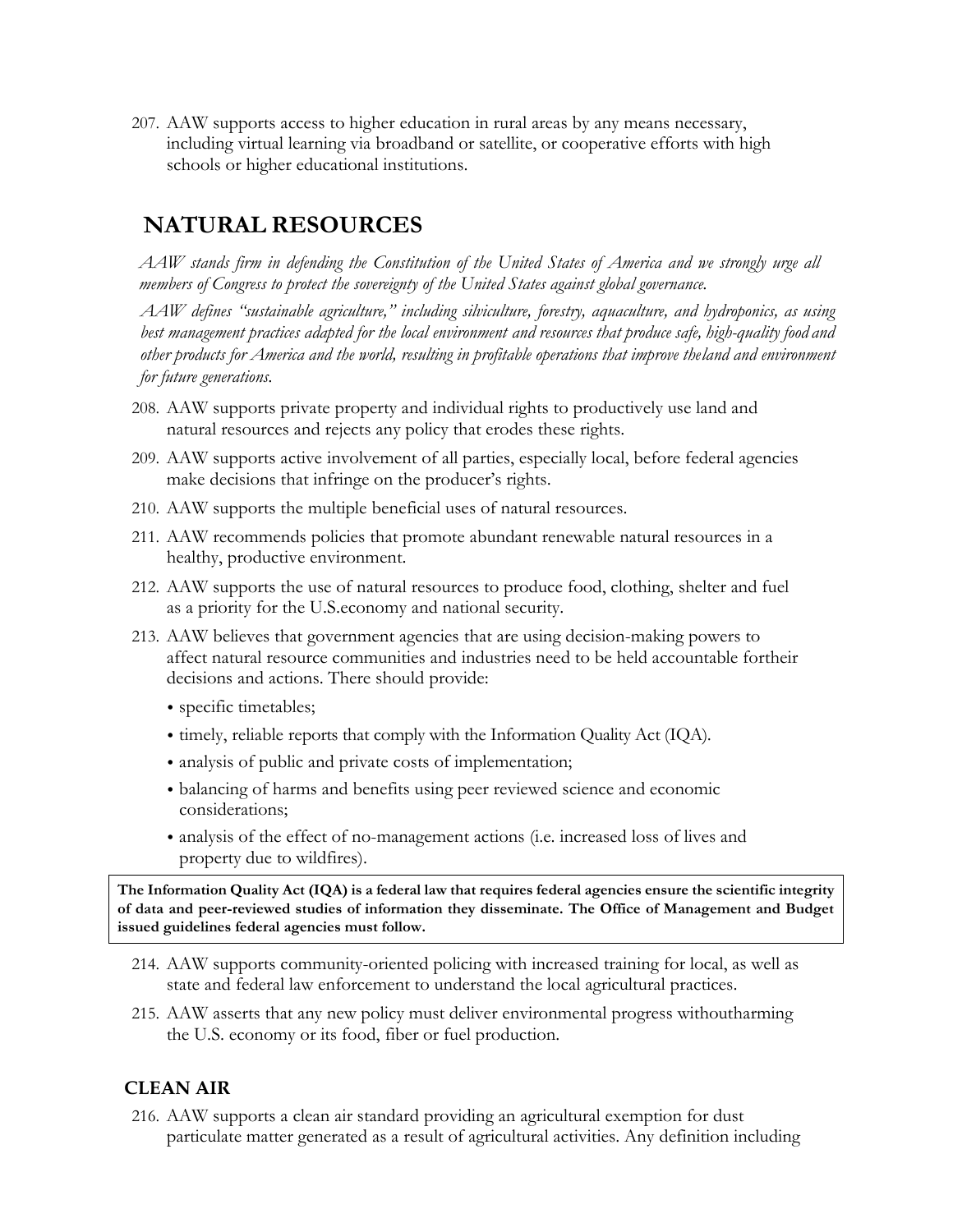207. AAW supports access to higher education in rural areas by any means necessary, including virtual learning via broadband or satellite, or cooperative efforts with high schools or higher educational institutions.

## NATURAL RESOURCES

*AAW stands firm in defending the Constitution of the United States of America and we strongly urge all members of Congress to protect the sovereignty of the United States against global governance.*

*AAW defines "sustainable agriculture," including silviculture, forestry, aquaculture, and hydroponics, as using best management practices adapted for the local environment and resources that produce safe, high-quality food and other products for America and the world, resulting in profitable operations that improve theland and environment for future generations.*

208. AAW supports private property and individual rights to productively use land and natural resources and rejects any policy that erodes these rights.
209. AAW supports active involvement of all parties, especially local, before federal agencies make decisions that infringe on the producer's rights.
210. AAW supports the multiple beneficial uses of natural resources.
211. AAW recommends policies that promote abundant renewable natural resources in a healthy, productive environment.
212. AAW supports the use of natural resources to produce food, clothing, shelter and fuel as a priority for the U.S.economy and national security.
213. AAW believes that government agencies that are using decision-making powers to affect natural resource communities and industries need to be held accountable fortheir decisions and actions. There should provide:
    - specific timetables;
    - timely, reliable reports that comply with the Information Quality Act (IQA).
    - analysis of public and private costs of implementation;
    - balancing of harms and benefits using peer reviewed science and economic considerations;
    - analysis of the effect of no-management actions (i.e. increased loss of lives and property due to wildfires).

**The Information Quality Act (IQA) is a federal law that requires federal agencies ensure the scientific integrity of data and peer-reviewed studies of information they disseminate. The Office of Management and Budget issued guidelines federal agencies must follow.**

214. AAW supports community-oriented policing with increased training for local, as well as state and federal law enforcement to understand the local agricultural practices.
215. AAW asserts that any new policy must deliver environmental progress withoutharming the U.S. economy or its food, fiber or fuel production.

### CLEAN AIR

216. AAW supports a clean air standard providing an agricultural exemption for dust particulate matter generated as a result of agricultural activities. Any definition including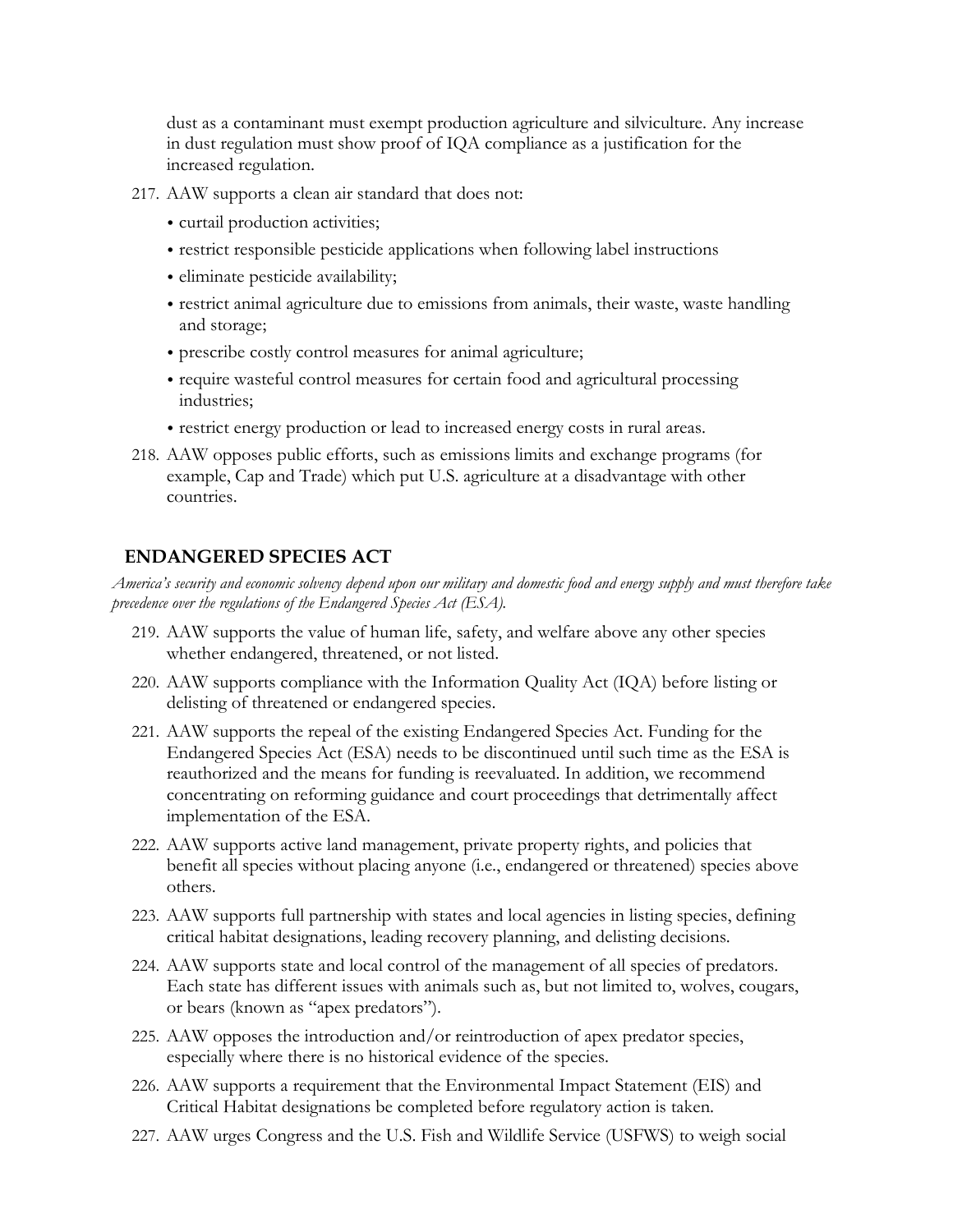dust as a contaminant must exempt production agriculture and silviculture. Any increase in dust regulation must show proof of IQA compliance as a justification for the increased regulation.

217. AAW supports a clean air standard that does not:
    - curtail production activities;
    - restrict responsible pesticide applications when following label instructions
    - eliminate pesticide availability;
    - restrict animal agriculture due to emissions from animals, their waste, waste handling and storage;
    - prescribe costly control measures for animal agriculture;
    - require wasteful control measures for certain food and agricultural processing industries;
    - restrict energy production or lead to increased energy costs in rural areas.
218. AAW opposes public efforts, such as emissions limits and exchange programs (for example, Cap and Trade) which put U.S. agriculture at a disadvantage with other countries.

## ENDANGERED SPECIES ACT

*America's security and economic solvency depend upon our military and domestic food and energy supply and must therefore take precedence over the regulations of the Endangered Species Act (ESA).*

219. AAW supports the value of human life, safety, and welfare above any other species whether endangered, threatened, or not listed.
220. AAW supports compliance with the Information Quality Act (IQA) before listing or delisting of threatened or endangered species.
221. AAW supports the repeal of the existing Endangered Species Act. Funding for the Endangered Species Act (ESA) needs to be discontinued until such time as the ESA is reauthorized and the means for funding is reevaluated. In addition, we recommend concentrating on reforming guidance and court proceedings that detrimentally affect implementation of the ESA.
222. AAW supports active land management, private property rights, and policies that benefit all species without placing anyone (i.e., endangered or threatened) species above others.
223. AAW supports full partnership with states and local agencies in listing species, defining critical habitat designations, leading recovery planning, and delisting decisions.
224. AAW supports state and local control of the management of all species of predators. Each state has different issues with animals such as, but not limited to, wolves, cougars, or bears (known as "apex predators").
225. AAW opposes the introduction and/or reintroduction of apex predator species, especially where there is no historical evidence of the species.
226. AAW supports a requirement that the Environmental Impact Statement (EIS) and Critical Habitat designations be completed before regulatory action is taken.
227. AAW urges Congress and the U.S. Fish and Wildlife Service (USFWS) to weigh social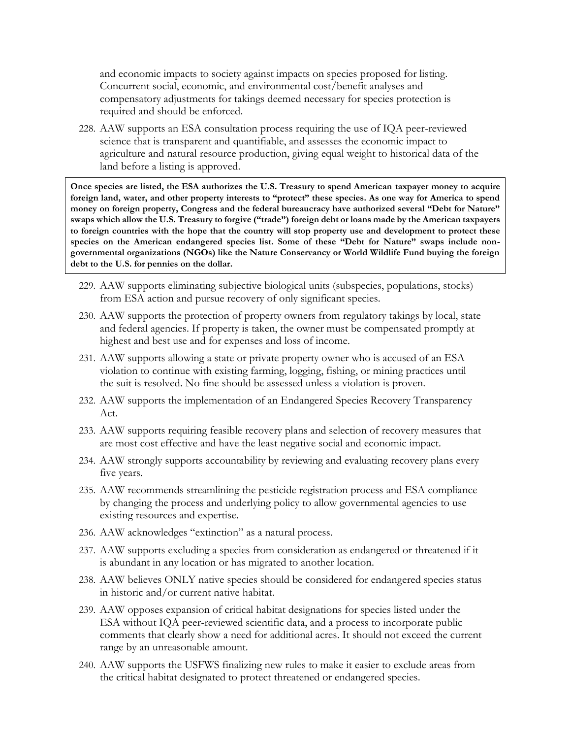and economic impacts to society against impacts on species proposed for listing. Concurrent social, economic, and environmental cost/benefit analyses and compensatory adjustments for takings deemed necessary for species protection is required and should be enforced.

228. AAW supports an ESA consultation process requiring the use of IQA peer-reviewed science that is transparent and quantifiable, and assesses the economic impact to agriculture and natural resource production, giving equal weight to historical data of the land before a listing is approved.

**Once species are listed, the ESA authorizes the U.S. Treasury to spend American taxpayer money to acquire foreign land, water, and other property interests to "protect" these species. As one way for America to spend money on foreign property, Congress and the federal bureaucracy have authorized several "Debt for Nature" swaps which allow the U.S. Treasury to forgive ("trade") foreign debt or loans made by the American taxpayers to foreign countries with the hope that the country will stop property use and development to protect these species on the American endangered species list. Some of these "Debt for Nature" swaps include non-governmental organizations (NGOs) like the Nature Conservancy or World Wildlife Fund buying the foreign debt to the U.S. for pennies on the dollar.**

229. AAW supports eliminating subjective biological units (subspecies, populations, stocks) from ESA action and pursue recovery of only significant species.

230. AAW supports the protection of property owners from regulatory takings by local, state and federal agencies. If property is taken, the owner must be compensated promptly at highest and best use and for expenses and loss of income.

231. AAW supports allowing a state or private property owner who is accused of an ESA violation to continue with existing farming, logging, fishing, or mining practices until the suit is resolved. No fine should be assessed unless a violation is proven.

232. AAW supports the implementation of an Endangered Species Recovery Transparency Act.

233. AAW supports requiring feasible recovery plans and selection of recovery measures that are most cost effective and have the least negative social and economic impact.

234. AAW strongly supports accountability by reviewing and evaluating recovery plans every five years.

235. AAW recommends streamlining the pesticide registration process and ESA compliance by changing the process and underlying policy to allow governmental agencies to use existing resources and expertise.

236. AAW acknowledges "extinction" as a natural process.

237. AAW supports excluding a species from consideration as endangered or threatened if it is abundant in any location or has migrated to another location.

238. AAW believes ONLY native species should be considered for endangered species status in historic and/or current native habitat.

239. AAW opposes expansion of critical habitat designations for species listed under the ESA without IQA peer-reviewed scientific data, and a process to incorporate public comments that clearly show a need for additional acres. It should not exceed the current range by an unreasonable amount.

240. AAW supports the USFWS finalizing new rules to make it easier to exclude areas from the critical habitat designated to protect threatened or endangered species.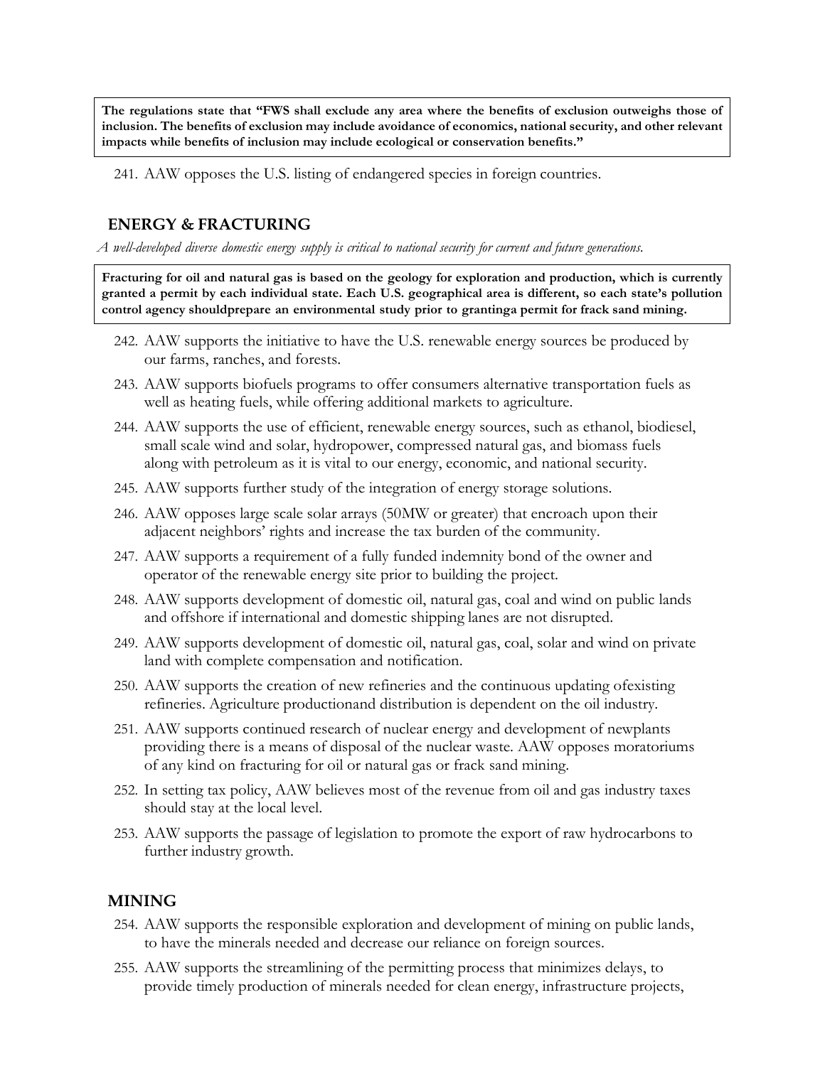**The regulations state that "FWS shall exclude any area where the benefits of exclusion outweighs those of inclusion. The benefits of exclusion may include avoidance of economics, national security, and other relevant impacts while benefits of inclusion may include ecological or conservation benefits."**

241. AAW opposes the U.S. listing of endangered species in foreign countries.

## ENERGY & FRACTURING

*A well-developed diverse domestic energy supply is critical to national security for current and future generations.*

**Fracturing for oil and natural gas is based on the geology for exploration and production, which is currently granted a permit by each individual state. Each U.S. geographical area is different, so each state's pollution control agency shouldprepare an environmental study prior to grantinga permit for frack sand mining.**

242. AAW supports the initiative to have the U.S. renewable energy sources be produced by our farms, ranches, and forests.
243. AAW supports biofuels programs to offer consumers alternative transportation fuels as well as heating fuels, while offering additional markets to agriculture.
244. AAW supports the use of efficient, renewable energy sources, such as ethanol, biodiesel, small scale wind and solar, hydropower, compressed natural gas, and biomass fuels along with petroleum as it is vital to our energy, economic, and national security.
245. AAW supports further study of the integration of energy storage solutions.
246. AAW opposes large scale solar arrays (50MW or greater) that encroach upon their adjacent neighbors' rights and increase the tax burden of the community.
247. AAW supports a requirement of a fully funded indemnity bond of the owner and operator of the renewable energy site prior to building the project.
248. AAW supports development of domestic oil, natural gas, coal and wind on public lands and offshore if international and domestic shipping lanes are not disrupted.
249. AAW supports development of domestic oil, natural gas, coal, solar and wind on private land with complete compensation and notification.
250. AAW supports the creation of new refineries and the continuous updating ofexisting refineries. Agriculture productionand distribution is dependent on the oil industry.
251. AAW supports continued research of nuclear energy and development of newplants providing there is a means of disposal of the nuclear waste. AAW opposes moratoriums of any kind on fracturing for oil or natural gas or frack sand mining.
252. In setting tax policy, AAW believes most of the revenue from oil and gas industry taxes should stay at the local level.
253. AAW supports the passage of legislation to promote the export of raw hydrocarbons to further industry growth.

## MINING

254. AAW supports the responsible exploration and development of mining on public lands, to have the minerals needed and decrease our reliance on foreign sources.
255. AAW supports the streamlining of the permitting process that minimizes delays, to provide timely production of minerals needed for clean energy, infrastructure projects,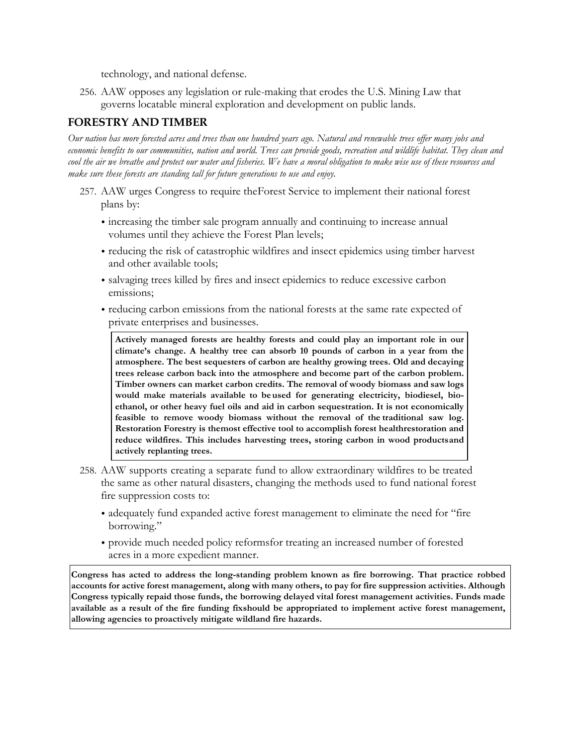technology, and national defense.

256. AAW opposes any legislation or rule-making that erodes the U.S. Mining Law that governs locatable mineral exploration and development on public lands.

## FORESTRY AND TIMBER

*Our nation has more forested acres and trees than one hundred years ago. Natural and renewable trees offer many jobs and economic benefits to our communities, nation and world. Trees can provide goods, recreation and wildlife habitat. They clean and cool the air we breathe and protect our water and fisheries. We have a moral obligation to make wise use of these resources and make sure these forests are standing tall for future generations to use and enjoy.*

257. AAW urges Congress to require theForest Service to implement their national forest plans by:
   - increasing the timber sale program annually and continuing to increase annual volumes until they achieve the Forest Plan levels;
   - reducing the risk of catastrophic wildfires and insect epidemics using timber harvest and other available tools;
   - salvaging trees killed by fires and insect epidemics to reduce excessive carbon emissions;
   - reducing carbon emissions from the national forests at the same rate expected of private enterprises and businesses.

   **Actively managed forests are healthy forests and could play an important role in our climate's change. A healthy tree can absorb 10 pounds of carbon in a year from the atmosphere. The best sequesters of carbon are healthy growing trees. Old and decaying trees release carbon back into the atmosphere and become part of the carbon problem. Timber owners can market carbon credits. The removal of woody biomass and saw logs would make materials available to be used for generating electricity, biodiesel, bio-ethanol, or other heavy fuel oils and aid in carbon sequestration. It is not economically feasible to remove woody biomass without the removal of the traditional saw log. Restoration Forestry is themost effective tool to accomplish forest healthrestoration and reduce wildfires. This includes harvesting trees, storing carbon in wood productsand actively replanting trees.**

258. AAW supports creating a separate fund to allow extraordinary wildfires to be treated the same as other natural disasters, changing the methods used to fund national forest fire suppression costs to:
   - adequately fund expanded active forest management to eliminate the need for "fire borrowing."
   - provide much needed policy reformsfor treating an increased number of forested acres in a more expedient manner.

**Congress has acted to address the long-standing problem known as fire borrowing. That practice robbed accounts for active forest management, along with many others, to pay for fire suppression activities. Although Congress typically repaid those funds, the borrowing delayed vital forest management activities. Funds made available as a result of the fire funding fixshould be appropriated to implement active forest management, allowing agencies to proactively mitigate wildland fire hazards.**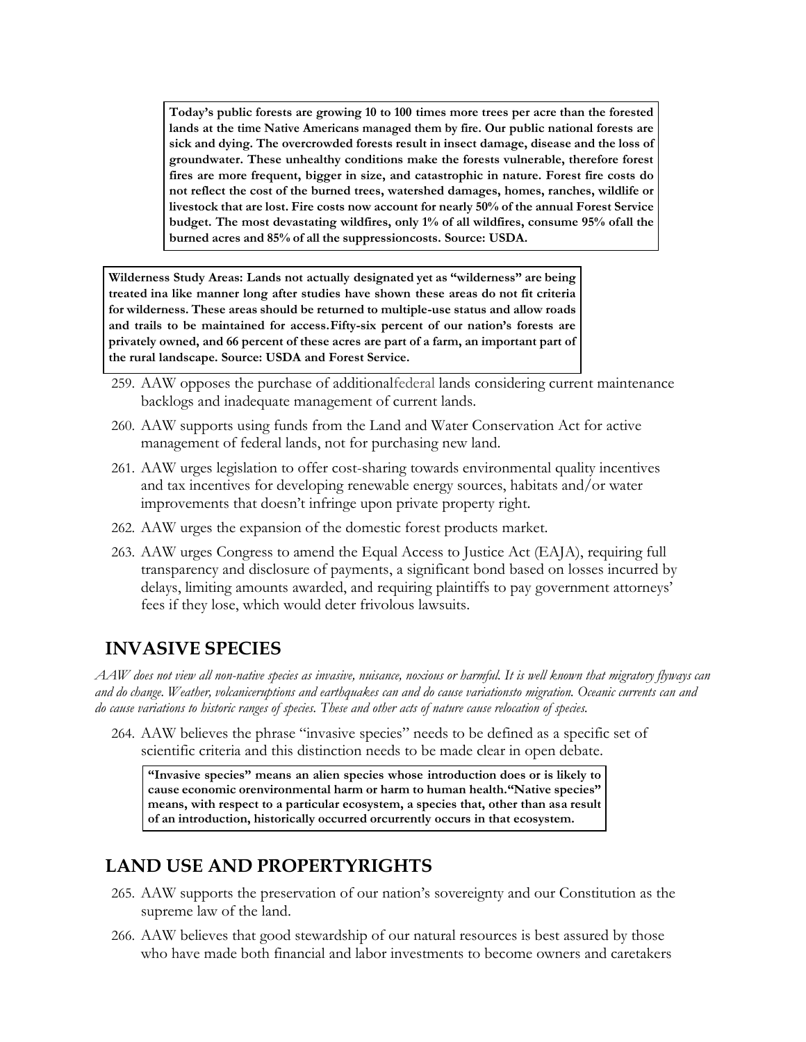**Today's public forests are growing 10 to 100 times more trees per acre than the forested lands at the time Native Americans managed them by fire. Our public national forests are sick and dying. The overcrowded forests result in insect damage, disease and the loss of groundwater. These unhealthy conditions make the forests vulnerable, therefore forest fires are more frequent, bigger in size, and catastrophic in nature. Forest fire costs do not reflect the cost of the burned trees, watershed damages, homes, ranches, wildlife or livestock that are lost. Fire costs now account for nearly 50% of the annual Forest Service budget. The most devastating wildfires, only 1% of all wildfires, consume 95% ofall the burned acres and 85% of all the suppressioncosts. Source: USDA.**

**Wilderness Study Areas: Lands not actually designated yet as "wilderness" are being treated ina like manner long after studies have shown these areas do not fit criteria for wilderness. These areas should be returned to multiple-use status and allow roads and trails to be maintained for access.Fifty-six percent of our nation's forests are privately owned, and 66 percent of these acres are part of a farm, an important part of the rural landscape. Source: USDA and Forest Service.**

259. AAW opposes the purchase of additionalfederal lands considering current maintenance backlogs and inadequate management of current lands.
260. AAW supports using funds from the Land and Water Conservation Act for active management of federal lands, not for purchasing new land.
261. AAW urges legislation to offer cost-sharing towards environmental quality incentives and tax incentives for developing renewable energy sources, habitats and/or water improvements that doesn't infringe upon private property right.
262. AAW urges the expansion of the domestic forest products market.
263. AAW urges Congress to amend the Equal Access to Justice Act (EAJA), requiring full transparency and disclosure of payments, a significant bond based on losses incurred by delays, limiting amounts awarded, and requiring plaintiffs to pay government attorneys' fees if they lose, which would deter frivolous lawsuits.

## INVASIVE SPECIES

*AAW does not view all non-native species as invasive, nuisance, noxious or harmful. It is well known that migratory flyways can and do change. Weather, volcaniceruptions and earthquakes can and do cause variationsto migration. Oceanic currents can and do cause variations to historic ranges of species. These and other acts of nature cause relocation of species.*

264. AAW believes the phrase "invasive species" needs to be defined as a specific set of scientific criteria and this distinction needs to be made clear in open debate.

**"Invasive species" means an alien species whose introduction does or is likely to cause economic orenvironmental harm or harm to human health."Native species" means, with respect to a particular ecosystem, a species that, other than asa result of an introduction, historically occurred orcurrently occurs in that ecosystem.**

## LAND USE AND PROPERTYRIGHTS

265. AAW supports the preservation of our nation's sovereignty and our Constitution as the supreme law of the land.
266. AAW believes that good stewardship of our natural resources is best assured by those who have made both financial and labor investments to become owners and caretakers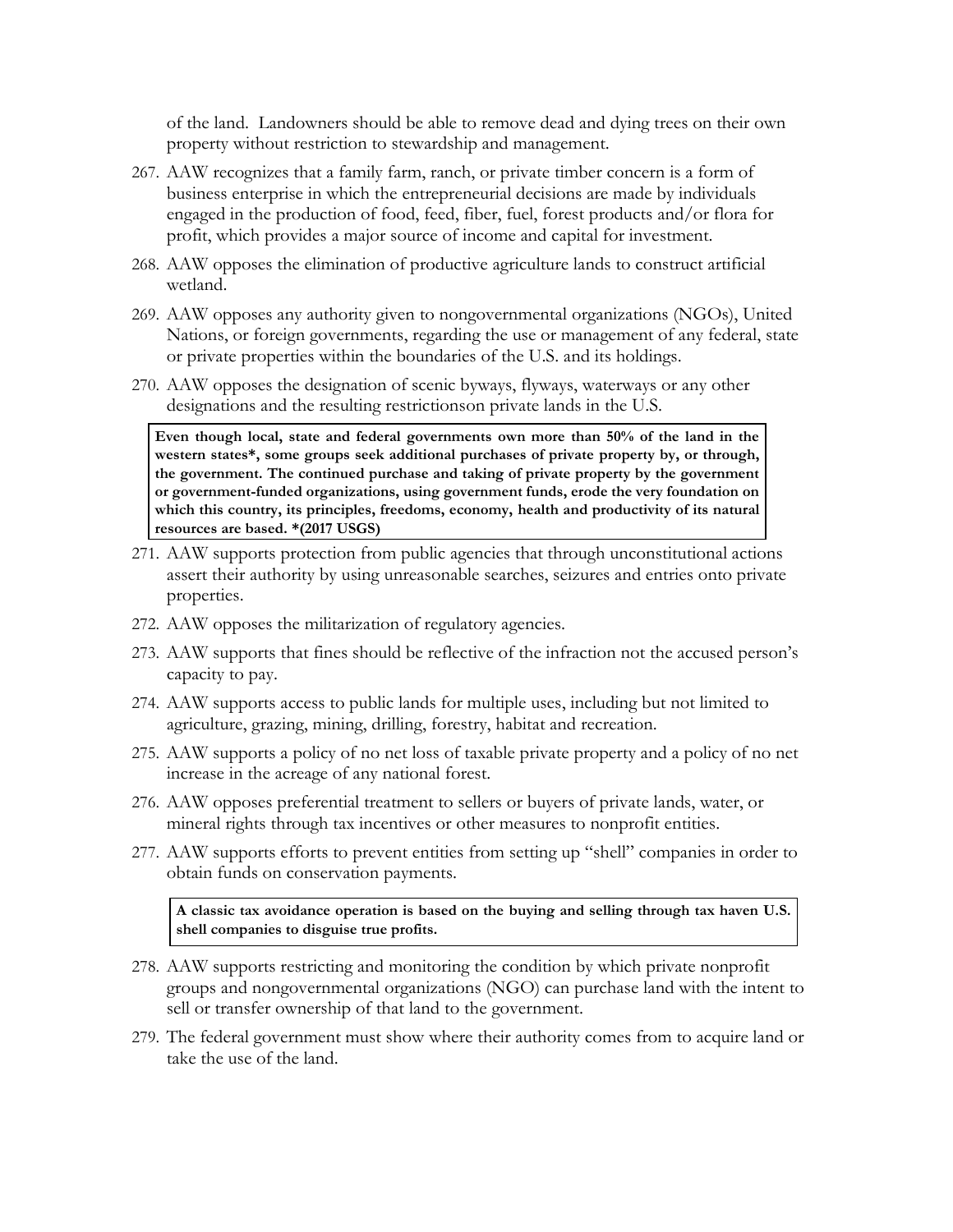of the land. Landowners should be able to remove dead and dying trees on their own property without restriction to stewardship and management.

267. AAW recognizes that a family farm, ranch, or private timber concern is a form of business enterprise in which the entrepreneurial decisions are made by individuals engaged in the production of food, feed, fiber, fuel, forest products and/or flora for profit, which provides a major source of income and capital for investment.

268. AAW opposes the elimination of productive agriculture lands to construct artificial wetland.

269. AAW opposes any authority given to nongovernmental organizations (NGOs), United Nations, or foreign governments, regarding the use or management of any federal, state or private properties within the boundaries of the U.S. and its holdings.

270. AAW opposes the designation of scenic byways, flyways, waterways or any other designations and the resulting restrictionson private lands in the U.S.

**Even though local, state and federal governments own more than 50% of the land in the western states*, some groups seek additional purchases of private property by, or through, the government. The continued purchase and taking of private property by the government or government-funded organizations, using government funds, erode the very foundation on which this country, its principles, freedoms, economy, health and productivity of its natural resources are based. *(2017 USGS)**

271. AAW supports protection from public agencies that through unconstitutional actions assert their authority by using unreasonable searches, seizures and entries onto private properties.

272. AAW opposes the militarization of regulatory agencies.

273. AAW supports that fines should be reflective of the infraction not the accused person's capacity to pay.

274. AAW supports access to public lands for multiple uses, including but not limited to agriculture, grazing, mining, drilling, forestry, habitat and recreation.

275. AAW supports a policy of no net loss of taxable private property and a policy of no net increase in the acreage of any national forest.

276. AAW opposes preferential treatment to sellers or buyers of private lands, water, or mineral rights through tax incentives or other measures to nonprofit entities.

277. AAW supports efforts to prevent entities from setting up "shell" companies in order to obtain funds on conservation payments.

**A classic tax avoidance operation is based on the buying and selling through tax haven U.S. shell companies to disguise true profits.**

278. AAW supports restricting and monitoring the condition by which private nonprofit groups and nongovernmental organizations (NGO) can purchase land with the intent to sell or transfer ownership of that land to the government.

279. The federal government must show where their authority comes from to acquire land or take the use of the land.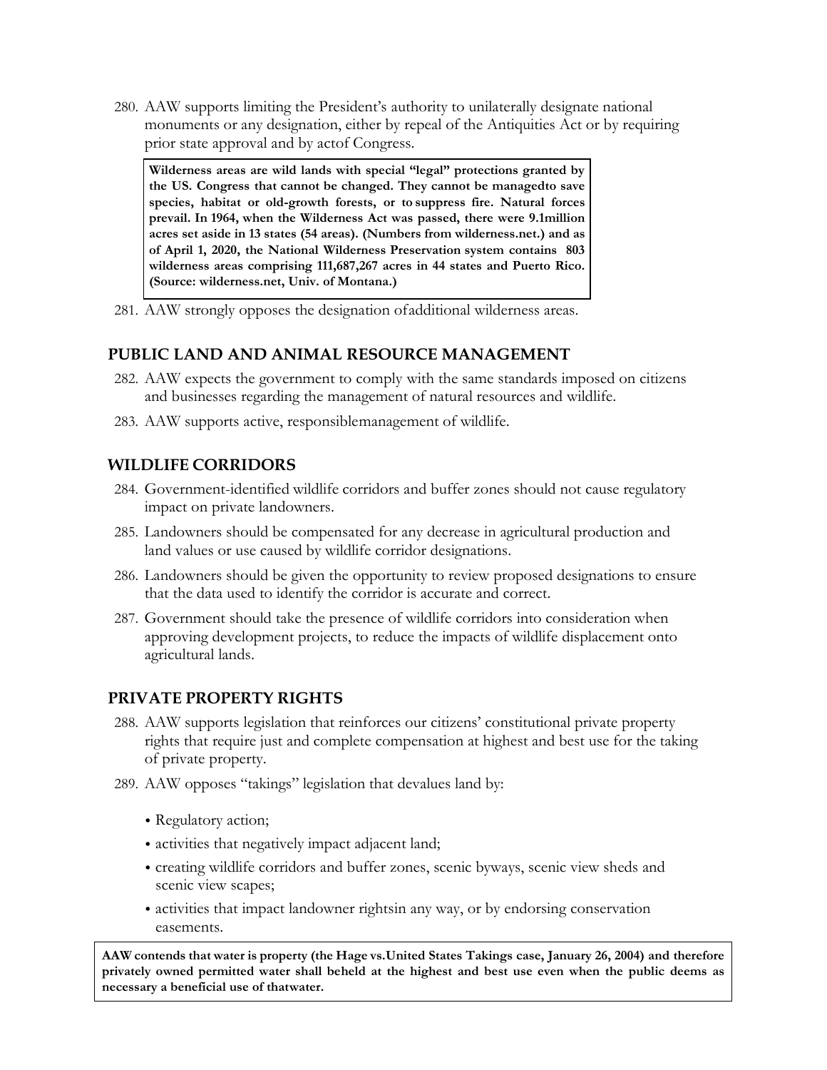280. AAW supports limiting the President's authority to unilaterally designate national monuments or any designation, either by repeal of the Antiquities Act or by requiring prior state approval and by actof Congress.

> **Wilderness areas are wild lands with special "legal" protections granted by the US. Congress that cannot be changed. They cannot be managedto save species, habitat or old-growth forests, or to suppress fire. Natural forces prevail. In 1964, when the Wilderness Act was passed, there were 9.1million acres set aside in 13 states (54 areas). (Numbers from wilderness.net.) and as of April 1, 2020, the National Wilderness Preservation system contains 803 wilderness areas comprising 111,687,267 acres in 44 states and Puerto Rico. (Source: wilderness.net, Univ. of Montana.)**

281. AAW strongly opposes the designation ofadditional wilderness areas.

## PUBLIC LAND AND ANIMAL RESOURCE MANAGEMENT

282. AAW expects the government to comply with the same standards imposed on citizens and businesses regarding the management of natural resources and wildlife.
283. AAW supports active, responsiblemanagement of wildlife.

## WILDLIFE CORRIDORS

284. Government-identified wildlife corridors and buffer zones should not cause regulatory impact on private landowners.
285. Landowners should be compensated for any decrease in agricultural production and land values or use caused by wildlife corridor designations.
286. Landowners should be given the opportunity to review proposed designations to ensure that the data used to identify the corridor is accurate and correct.
287. Government should take the presence of wildlife corridors into consideration when approving development projects, to reduce the impacts of wildlife displacement onto agricultural lands.

## PRIVATE PROPERTY RIGHTS

288. AAW supports legislation that reinforces our citizens' constitutional private property rights that require just and complete compensation at highest and best use for the taking of private property.
289. AAW opposes "takings" legislation that devalues land by:
   - Regulatory action;
   - activities that negatively impact adjacent land;
   - creating wildlife corridors and buffer zones, scenic byways, scenic view sheds and scenic view scapes;
   - activities that impact landowner rightsin any way, or by endorsing conservation easements.

> **AAW contends that water is property (the Hage vs.United States Takings case, January 26, 2004) and therefore privately owned permitted water shall beheld at the highest and best use even when the public deems as necessary a beneficial use of thatwater.**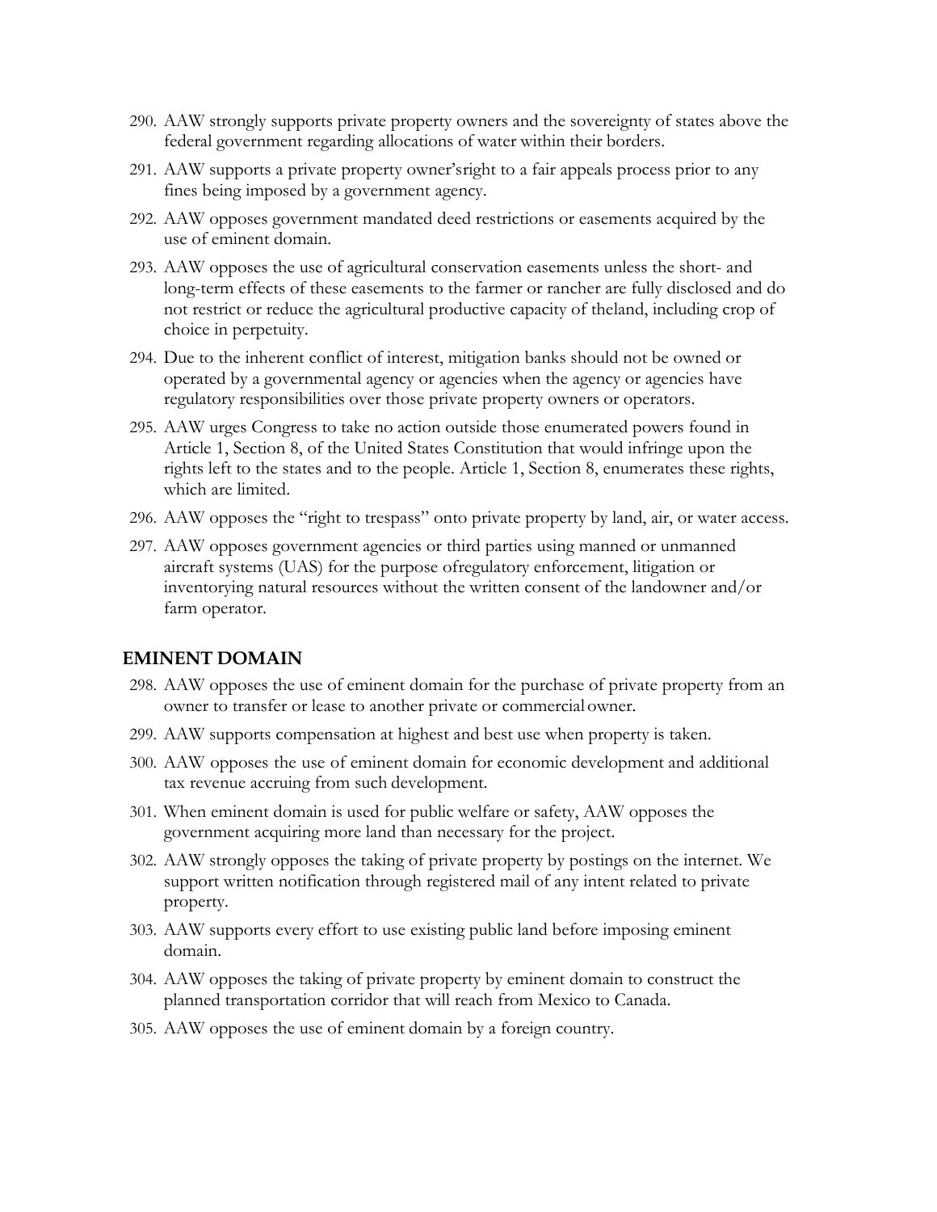290. AAW strongly supports private property owners and the sovereignty of states above the federal government regarding allocations of water within their borders.
291. AAW supports a private property owner'sright to a fair appeals process prior to any fines being imposed by a government agency.
292. AAW opposes government mandated deed restrictions or easements acquired by the use of eminent domain.
293. AAW opposes the use of agricultural conservation easements unless the short- and long-term effects of these easements to the farmer or rancher are fully disclosed and do not restrict or reduce the agricultural productive capacity of theland, including crop of choice in perpetuity.
294. Due to the inherent conflict of interest, mitigation banks should not be owned or operated by a governmental agency or agencies when the agency or agencies have regulatory responsibilities over those private property owners or operators.
295. AAW urges Congress to take no action outside those enumerated powers found in Article 1, Section 8, of the United States Constitution that would infringe upon the rights left to the states and to the people. Article 1, Section 8, enumerates these rights, which are limited.
296. AAW opposes the "right to trespass" onto private property by land, air, or water access.
297. AAW opposes government agencies or third parties using manned or unmanned aircraft systems (UAS) for the purpose ofregulatory enforcement, litigation or inventorying natural resources without the written consent of the landowner and/or farm operator.

## EMINENT DOMAIN

298. AAW opposes the use of eminent domain for the purchase of private property from an owner to transfer or lease to another private or commercial owner.
299. AAW supports compensation at highest and best use when property is taken.
300. AAW opposes the use of eminent domain for economic development and additional tax revenue accruing from such development.
301. When eminent domain is used for public welfare or safety, AAW opposes the government acquiring more land than necessary for the project.
302. AAW strongly opposes the taking of private property by postings on the internet. We support written notification through registered mail of any intent related to private property.
303. AAW supports every effort to use existing public land before imposing eminent domain.
304. AAW opposes the taking of private property by eminent domain to construct the planned transportation corridor that will reach from Mexico to Canada.
305. AAW opposes the use of eminent domain by a foreign country.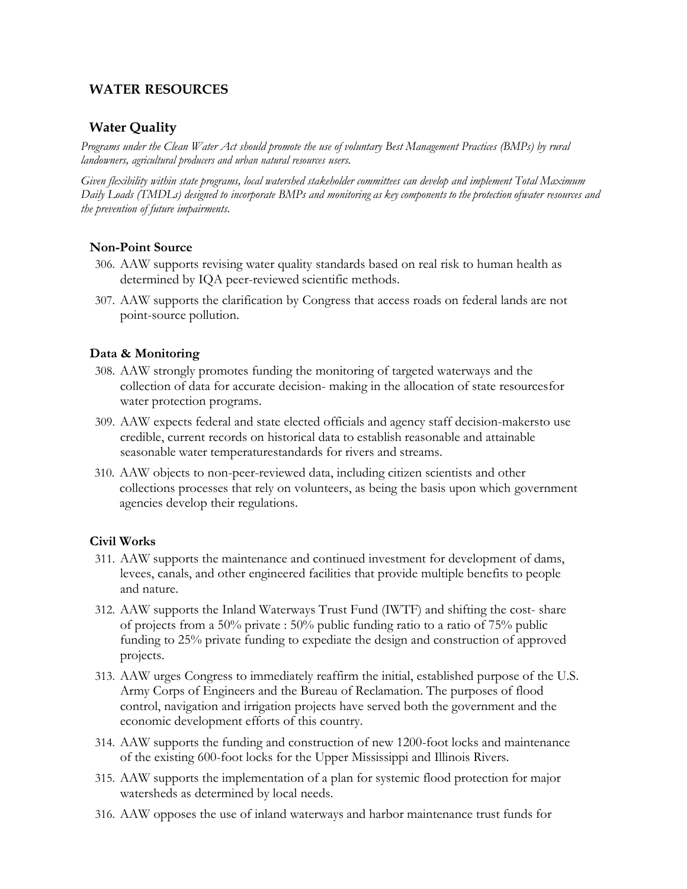## WATER RESOURCES

### Water Quality

*Programs under the Clean Water Act should promote the use of voluntary Best Management Practices (BMPs) by rural landowners, agricultural producers and urban natural resources users.*

*Given flexibility within state programs, local watershed stakeholder committees can develop and implement Total Maximum Daily Loads (TMDLs) designed to incorporate BMPs and monitoring as key components to the protection ofwater resources and the prevention of future impairments.*

#### Non-Point Source

306. AAW supports revising water quality standards based on real risk to human health as determined by IQA peer-reviewed scientific methods.
307. AAW supports the clarification by Congress that access roads on federal lands are not point-source pollution.

#### Data & Monitoring

308. AAW strongly promotes funding the monitoring of targeted waterways and the collection of data for accurate decision- making in the allocation of state resourcesfor water protection programs.
309. AAW expects federal and state elected officials and agency staff decision-makersto use credible, current records on historical data to establish reasonable and attainable seasonable water temperaturestandards for rivers and streams.
310. AAW objects to non-peer-reviewed data, including citizen scientists and other collections processes that rely on volunteers, as being the basis upon which government agencies develop their regulations.

#### Civil Works

311. AAW supports the maintenance and continued investment for development of dams, levees, canals, and other engineered facilities that provide multiple benefits to people and nature.
312. AAW supports the Inland Waterways Trust Fund (IWTF) and shifting the cost- share of projects from a 50% private : 50% public funding ratio to a ratio of 75% public funding to 25% private funding to expediate the design and construction of approved projects.
313. AAW urges Congress to immediately reaffirm the initial, established purpose of the U.S. Army Corps of Engineers and the Bureau of Reclamation. The purposes of flood control, navigation and irrigation projects have served both the government and the economic development efforts of this country.
314. AAW supports the funding and construction of new 1200-foot locks and maintenance of the existing 600-foot locks for the Upper Mississippi and Illinois Rivers.
315. AAW supports the implementation of a plan for systemic flood protection for major watersheds as determined by local needs.
316. AAW opposes the use of inland waterways and harbor maintenance trust funds for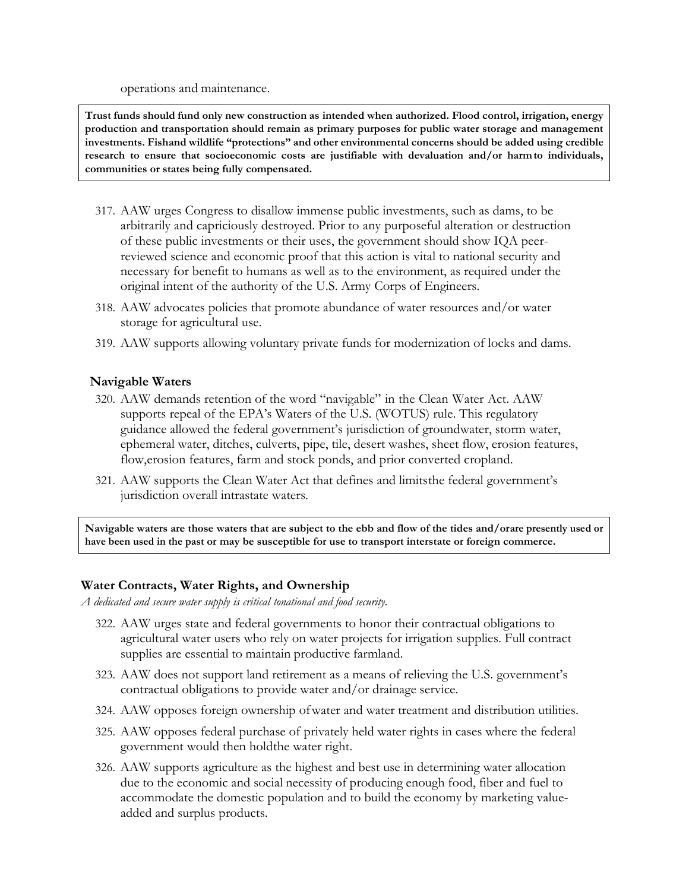operations and maintenance.

**Trust funds should fund only new construction as intended when authorized. Flood control, irrigation, energy production and transportation should remain as primary purposes for public water storage and management investments. Fishand wildlife "protections" and other environmental concerns should be added using credible research to ensure that socioeconomic costs are justifiable with devaluation and/or harm to individuals, communities or states being fully compensated.**

317. AAW urges Congress to disallow immense public investments, such as dams, to be arbitrarily and capriciously destroyed. Prior to any purposeful alteration or destruction of these public investments or their uses, the government should show IQA peer-reviewed science and economic proof that this action is vital to national security and necessary for benefit to humans as well as to the environment, as required under the original intent of the authority of the U.S. Army Corps of Engineers.
318. AAW advocates policies that promote abundance of water resources and/or water storage for agricultural use.
319. AAW supports allowing voluntary private funds for modernization of locks and dams.

### Navigable Waters

320. AAW demands retention of the word "navigable" in the Clean Water Act. AAW supports repeal of the EPA's Waters of the U.S. (WOTUS) rule. This regulatory guidance allowed the federal government's jurisdiction of groundwater, storm water, ephemeral water, ditches, culverts, pipe, tile, desert washes, sheet flow, erosion features, flow,erosion features, farm and stock ponds, and prior converted cropland.
321. AAW supports the Clean Water Act that defines and limitsthe federal government's jurisdiction overall intrastate waters.

**Navigable waters are those waters that are subject to the ebb and flow of the tides and/orare presently used or have been used in the past or may be susceptible for use to transport interstate or foreign commerce.**

### Water Contracts, Water Rights, and Ownership

*A dedicated and secure water supply is critical tonational and food security.*

322. AAW urges state and federal governments to honor their contractual obligations to agricultural water users who rely on water projects for irrigation supplies. Full contract supplies are essential to maintain productive farmland.
323. AAW does not support land retirement as a means of relieving the U.S. government's contractual obligations to provide water and/or drainage service.
324. AAW opposes foreign ownership ofwater and water treatment and distribution utilities.
325. AAW opposes federal purchase of privately held water rights in cases where the federal government would then holdthe water right.
326. AAW supports agriculture as the highest and best use in determining water allocation due to the economic and social necessity of producing enough food, fiber and fuel to accommodate the domestic population and to build the economy by marketing value-added and surplus products.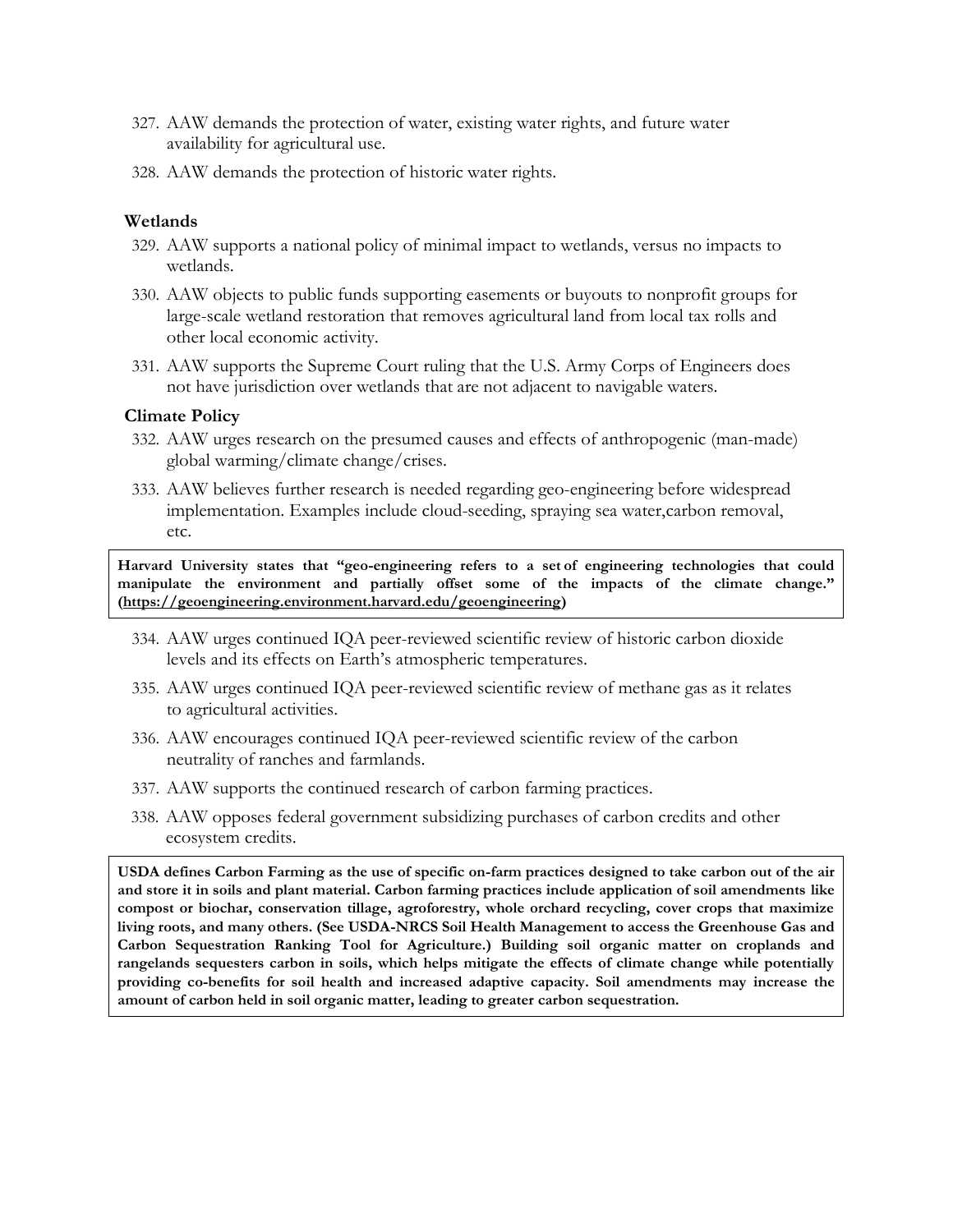327. AAW demands the protection of water, existing water rights, and future water availability for agricultural use.
328. AAW demands the protection of historic water rights.

**Wetlands**

329. AAW supports a national policy of minimal impact to wetlands, versus no impacts to wetlands.
330. AAW objects to public funds supporting easements or buyouts to nonprofit groups for large-scale wetland restoration that removes agricultural land from local tax rolls and other local economic activity.
331. AAW supports the Supreme Court ruling that the U.S. Army Corps of Engineers does not have jurisdiction over wetlands that are not adjacent to navigable waters.

**Climate Policy**

332. AAW urges research on the presumed causes and effects of anthropogenic (man-made) global warming/climate change/crises.
333. AAW believes further research is needed regarding geo-engineering before widespread implementation. Examples include cloud-seeding, spraying sea water,carbon removal, etc.

**Harvard University states that "geo-engineering refers to a set of engineering technologies that could manipulate the environment and partially offset some of the impacts of the climate change." (https://geoengineering.environment.harvard.edu/geoengineering)**

334. AAW urges continued IQA peer-reviewed scientific review of historic carbon dioxide levels and its effects on Earth's atmospheric temperatures.
335. AAW urges continued IQA peer-reviewed scientific review of methane gas as it relates to agricultural activities.
336. AAW encourages continued IQA peer-reviewed scientific review of the carbon neutrality of ranches and farmlands.
337. AAW supports the continued research of carbon farming practices.
338. AAW opposes federal government subsidizing purchases of carbon credits and other ecosystem credits.

**USDA defines Carbon Farming as the use of specific on-farm practices designed to take carbon out of the air and store it in soils and plant material. Carbon farming practices include application of soil amendments like compost or biochar, conservation tillage, agroforestry, whole orchard recycling, cover crops that maximize living roots, and many others. (See USDA-NRCS Soil Health Management to access the Greenhouse Gas and Carbon Sequestration Ranking Tool for Agriculture.) Building soil organic matter on croplands and rangelands sequesters carbon in soils, which helps mitigate the effects of climate change while potentially providing co-benefits for soil health and increased adaptive capacity. Soil amendments may increase the amount of carbon held in soil organic matter, leading to greater carbon sequestration.**